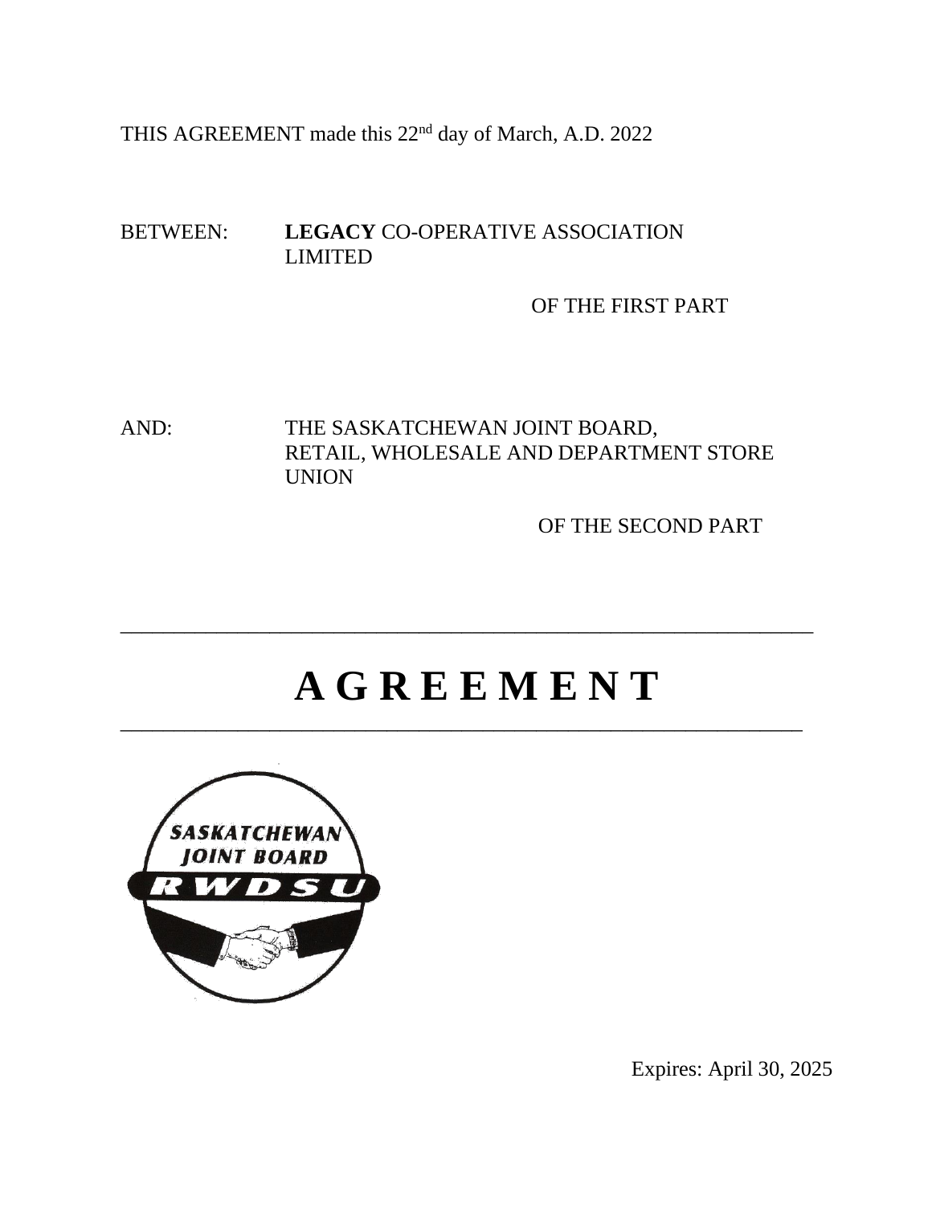THIS AGREEMENT made this 22nd day of March, A.D. 2022

BETWEEN: **LEGACY** CO-OPERATIVE ASSOCIATION LIMITED

OF THE FIRST PART

AND: THE SASKATCHEWAN JOINT BOARD, RETAIL, WHOLESALE AND DEPARTMENT STORE UNION

OF THE SECOND PART

---

# A G R E E M E N T

---

Expires: April 30, 2025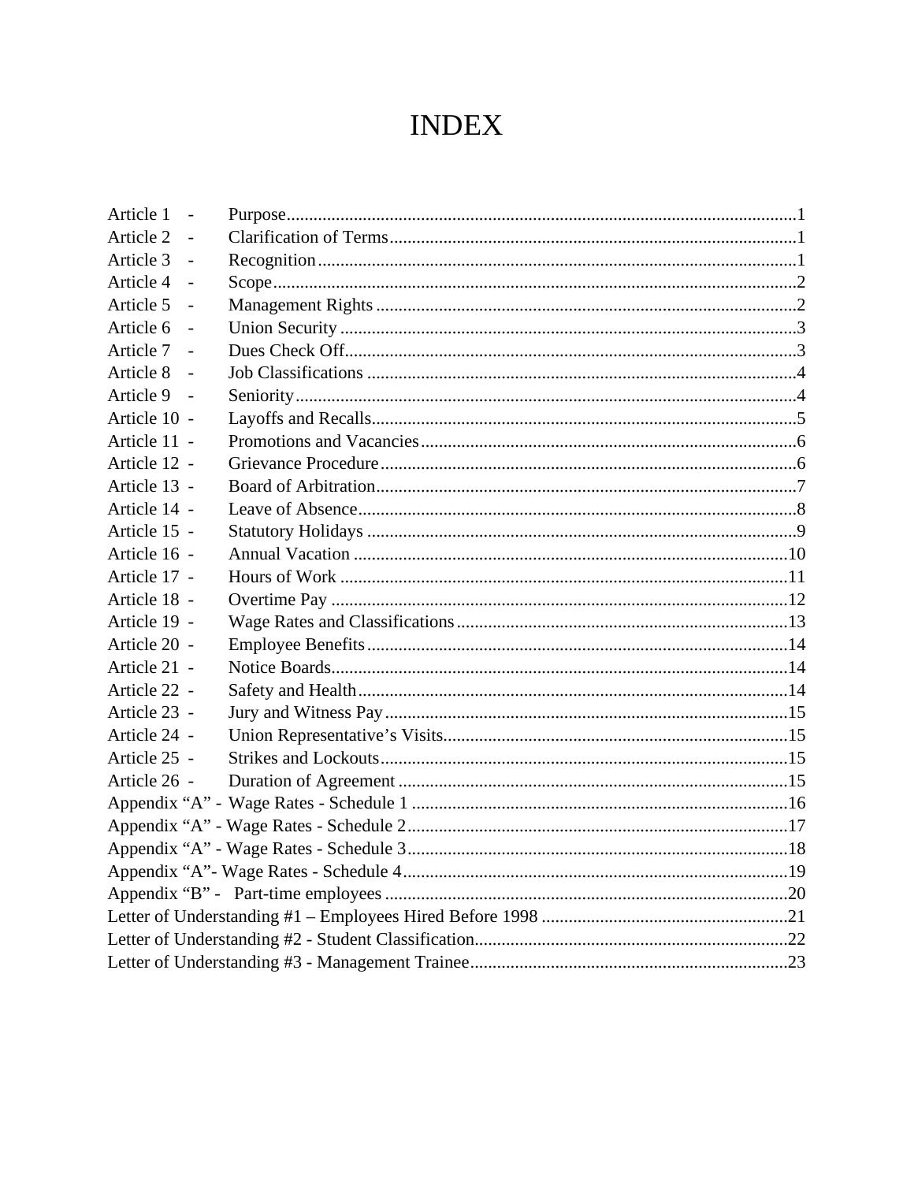# INDEX

| | | |
|---|---|---|
| Article 1 - | Purpose | 1 |
| Article 2 - | Clarification of Terms | 1 |
| Article 3 - | Recognition | 1 |
| Article 4 - | Scope | 2 |
| Article 5 - | Management Rights | 2 |
| Article 6 - | Union Security | 3 |
| Article 7 - | Dues Check Off | 3 |
| Article 8 - | Job Classifications | 4 |
| Article 9 - | Seniority | 4 |
| Article 10 - | Layoffs and Recalls | 5 |
| Article 11 - | Promotions and Vacancies | 6 |
| Article 12 - | Grievance Procedure | 6 |
| Article 13 - | Board of Arbitration | 7 |
| Article 14 - | Leave of Absence | 8 |
| Article 15 - | Statutory Holidays | 9 |
| Article 16 - | Annual Vacation | 10 |
| Article 17 - | Hours of Work | 11 |
| Article 18 - | Overtime Pay | 12 |
| Article 19 - | Wage Rates and Classifications | 13 |
| Article 20 - | Employee Benefits | 14 |
| Article 21 - | Notice Boards | 14 |
| Article 22 - | Safety and Health | 14 |
| Article 23 - | Jury and Witness Pay | 15 |
| Article 24 - | Union Representative's Visits | 15 |
| Article 25 - | Strikes and Lockouts | 15 |
| Article 26 - | Duration of Agreement | 15 |
| Appendix "A" - | Wage Rates - Schedule 1 | 16 |
| Appendix "A" - | Wage Rates - Schedule 2 | 17 |
| Appendix "A" - | Wage Rates - Schedule 3 | 18 |
| Appendix "A"- | Wage Rates - Schedule 4 | 19 |
| Appendix "B" - | Part-time employees | 20 |
| Letter of Understanding #1 – | Employees Hired Before 1998 | 21 |
| Letter of Understanding #2 - | Student Classification | 22 |
| Letter of Understanding #3 - | Management Trainee | 23 |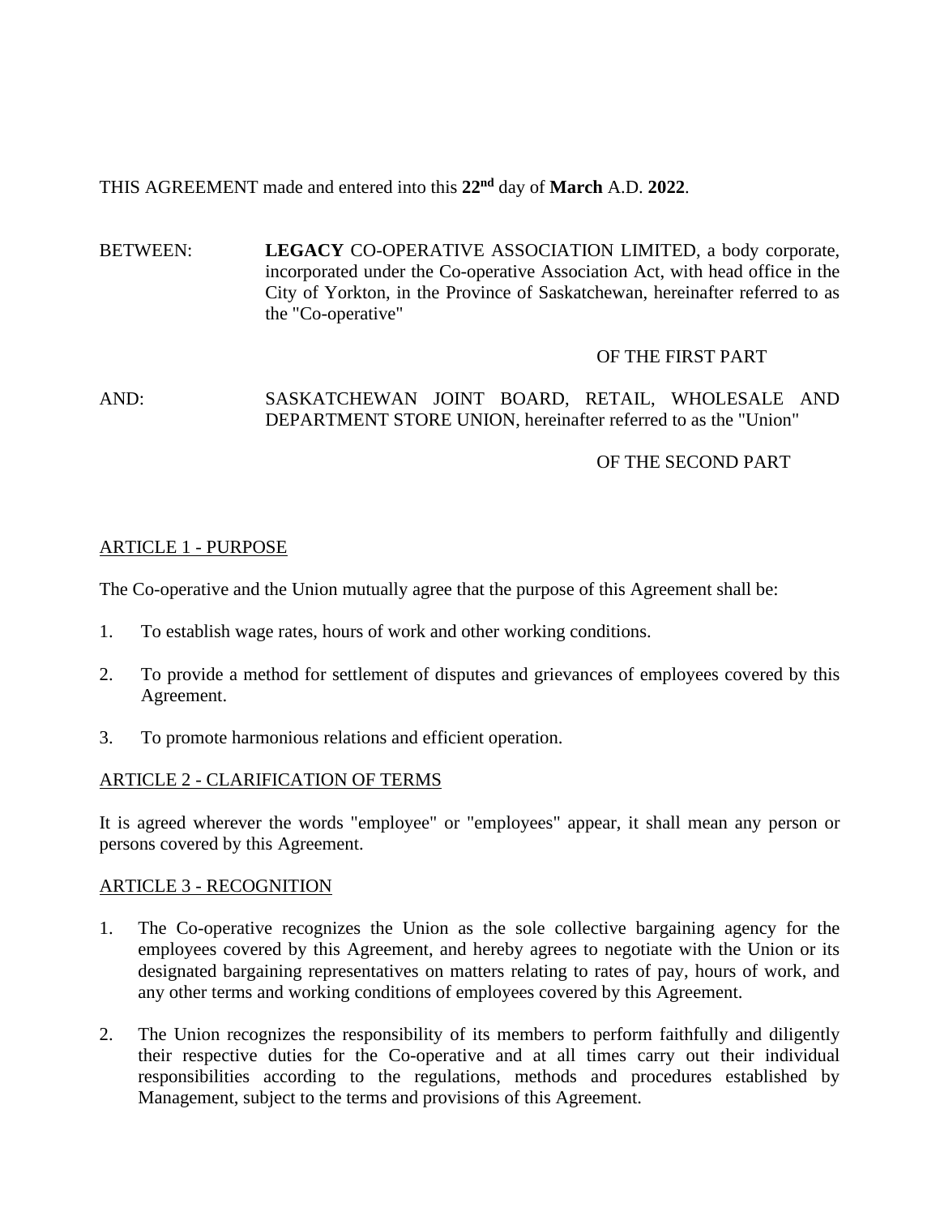THIS AGREEMENT made and entered into this **22nd** day of **March** A.D. **2022**.

BETWEEN: **LEGACY** CO-OPERATIVE ASSOCIATION LIMITED, a body corporate, incorporated under the Co-operative Association Act, with head office in the City of Yorkton, in the Province of Saskatchewan, hereinafter referred to as the "Co-operative"

OF THE FIRST PART

AND: SASKATCHEWAN JOINT BOARD, RETAIL, WHOLESALE AND DEPARTMENT STORE UNION, hereinafter referred to as the "Union"

OF THE SECOND PART

## ARTICLE 1 - PURPOSE

The Co-operative and the Union mutually agree that the purpose of this Agreement shall be:

1. To establish wage rates, hours of work and other working conditions.
2. To provide a method for settlement of disputes and grievances of employees covered by this Agreement.
3. To promote harmonious relations and efficient operation.

## ARTICLE 2 - CLARIFICATION OF TERMS

It is agreed wherever the words "employee" or "employees" appear, it shall mean any person or persons covered by this Agreement.

## ARTICLE 3 - RECOGNITION

1. The Co-operative recognizes the Union as the sole collective bargaining agency for the employees covered by this Agreement, and hereby agrees to negotiate with the Union or its designated bargaining representatives on matters relating to rates of pay, hours of work, and any other terms and working conditions of employees covered by this Agreement.
2. The Union recognizes the responsibility of its members to perform faithfully and diligently their respective duties for the Co-operative and at all times carry out their individual responsibilities according to the regulations, methods and procedures established by Management, subject to the terms and provisions of this Agreement.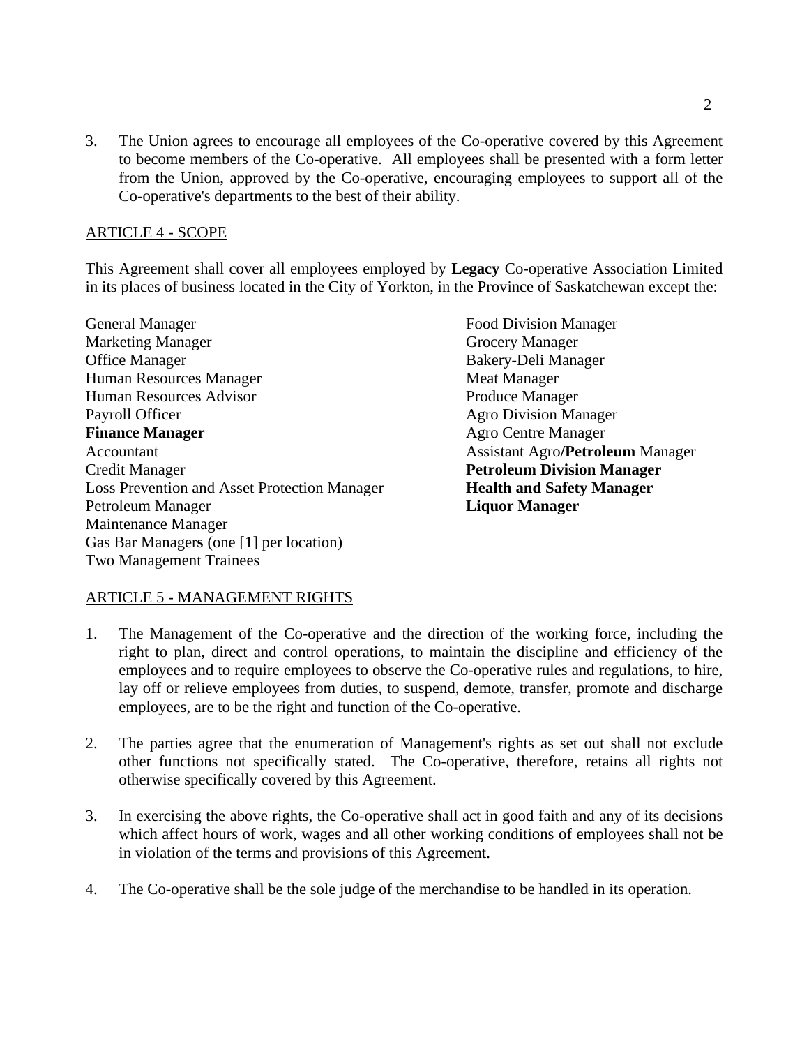3. The Union agrees to encourage all employees of the Co-operative covered by this Agreement to become members of the Co-operative. All employees shall be presented with a form letter from the Union, approved by the Co-operative, encouraging employees to support all of the Co-operative's departments to the best of their ability.

## ARTICLE 4 - SCOPE

This Agreement shall cover all employees employed by **Legacy** Co-operative Association Limited in its places of business located in the City of Yorkton, in the Province of Saskatchewan except the:

General Manager
Marketing Manager
Office Manager
Human Resources Manager
Human Resources Advisor
Payroll Officer
**Finance Manager**
Accountant
Credit Manager
Loss Prevention and Asset Protection Manager
Petroleum Manager
Maintenance Manager
Gas Bar Manager**s** (one [1] per location)
Two Management Trainees
Food Division Manager
Grocery Manager
Bakery-Deli Manager
Meat Manager
Produce Manager
Agro Division Manager
Agro Centre Manager
Assistant Agro**/Petroleum** Manager
**Petroleum Division Manager**
**Health and Safety Manager**
**Liquor Manager**

## ARTICLE 5 - MANAGEMENT RIGHTS

1. The Management of the Co-operative and the direction of the working force, including the right to plan, direct and control operations, to maintain the discipline and efficiency of the employees and to require employees to observe the Co-operative rules and regulations, to hire, lay off or relieve employees from duties, to suspend, demote, transfer, promote and discharge employees, are to be the right and function of the Co-operative.

2. The parties agree that the enumeration of Management's rights as set out shall not exclude other functions not specifically stated. The Co-operative, therefore, retains all rights not otherwise specifically covered by this Agreement.

3. In exercising the above rights, the Co-operative shall act in good faith and any of its decisions which affect hours of work, wages and all other working conditions of employees shall not be in violation of the terms and provisions of this Agreement.

4. The Co-operative shall be the sole judge of the merchandise to be handled in its operation.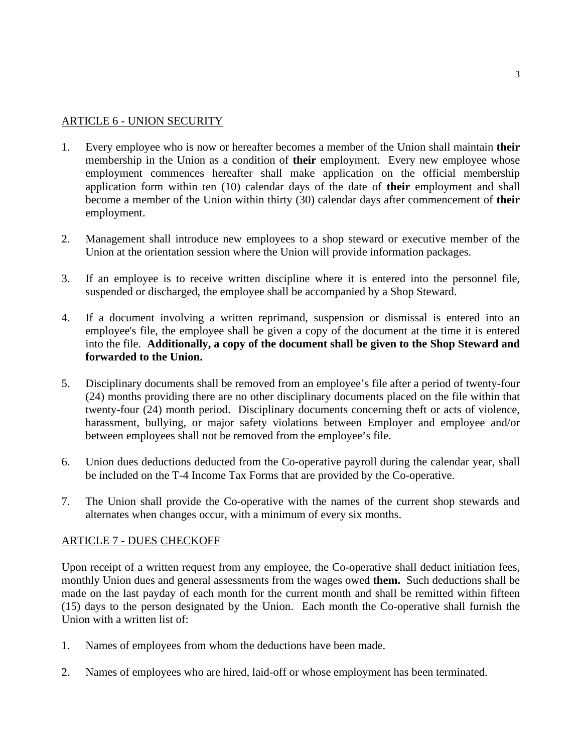## ARTICLE 6 - UNION SECURITY

1. Every employee who is now or hereafter becomes a member of the Union shall maintain **their** membership in the Union as a condition of **their** employment. Every new employee whose employment commences hereafter shall make application on the official membership application form within ten (10) calendar days of the date of **their** employment and shall become a member of the Union within thirty (30) calendar days after commencement of **their** employment.

2. Management shall introduce new employees to a shop steward or executive member of the Union at the orientation session where the Union will provide information packages.

3. If an employee is to receive written discipline where it is entered into the personnel file, suspended or discharged, the employee shall be accompanied by a Shop Steward.

4. If a document involving a written reprimand, suspension or dismissal is entered into an employee's file, the employee shall be given a copy of the document at the time it is entered into the file. **Additionally, a copy of the document shall be given to the Shop Steward and forwarded to the Union.**

5. Disciplinary documents shall be removed from an employee's file after a period of twenty-four (24) months providing there are no other disciplinary documents placed on the file within that twenty-four (24) month period. Disciplinary documents concerning theft or acts of violence, harassment, bullying, or major safety violations between Employer and employee and/or between employees shall not be removed from the employee's file.

6. Union dues deductions deducted from the Co-operative payroll during the calendar year, shall be included on the T-4 Income Tax Forms that are provided by the Co-operative.

7. The Union shall provide the Co-operative with the names of the current shop stewards and alternates when changes occur, with a minimum of every six months.

## ARTICLE 7 - DUES CHECKOFF

Upon receipt of a written request from any employee, the Co-operative shall deduct initiation fees, monthly Union dues and general assessments from the wages owed **them.** Such deductions shall be made on the last payday of each month for the current month and shall be remitted within fifteen (15) days to the person designated by the Union. Each month the Co-operative shall furnish the Union with a written list of:

1. Names of employees from whom the deductions have been made.

2. Names of employees who are hired, laid-off or whose employment has been terminated.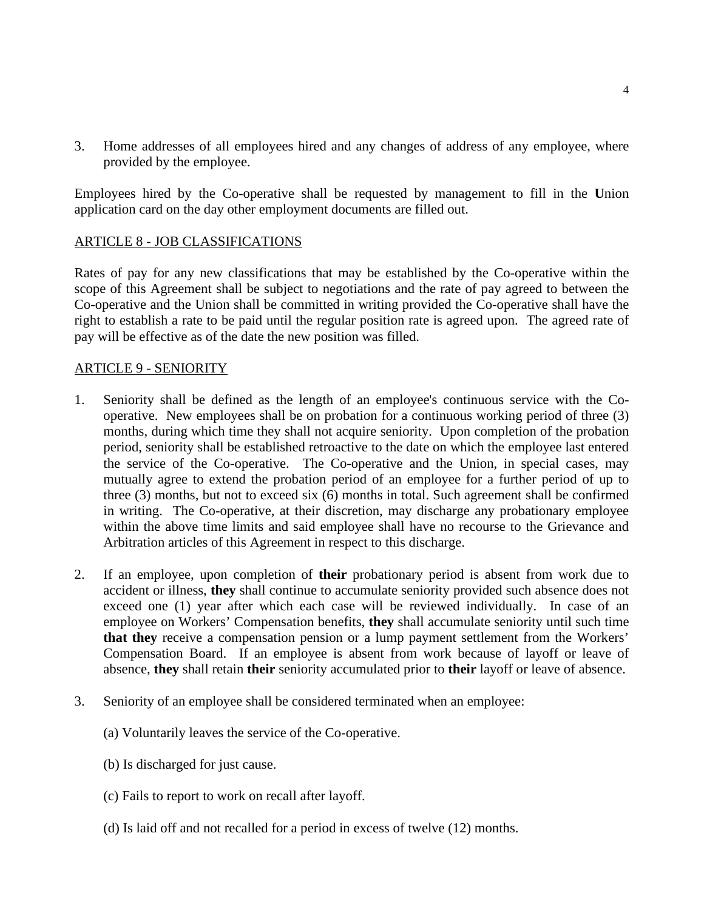3. Home addresses of all employees hired and any changes of address of any employee, where provided by the employee.

Employees hired by the Co-operative shall be requested by management to fill in the **U**nion application card on the day other employment documents are filled out.

## ARTICLE 8 - JOB CLASSIFICATIONS

Rates of pay for any new classifications that may be established by the Co-operative within the scope of this Agreement shall be subject to negotiations and the rate of pay agreed to between the Co-operative and the Union shall be committed in writing provided the Co-operative shall have the right to establish a rate to be paid until the regular position rate is agreed upon. The agreed rate of pay will be effective as of the date the new position was filled.

## ARTICLE 9 - SENIORITY

1. Seniority shall be defined as the length of an employee's continuous service with the Co-operative. New employees shall be on probation for a continuous working period of three (3) months, during which time they shall not acquire seniority. Upon completion of the probation period, seniority shall be established retroactive to the date on which the employee last entered the service of the Co-operative. The Co-operative and the Union, in special cases, may mutually agree to extend the probation period of an employee for a further period of up to three (3) months, but not to exceed six (6) months in total. Such agreement shall be confirmed in writing. The Co-operative, at their discretion, may discharge any probationary employee within the above time limits and said employee shall have no recourse to the Grievance and Arbitration articles of this Agreement in respect to this discharge.

2. If an employee, upon completion of **their** probationary period is absent from work due to accident or illness, **they** shall continue to accumulate seniority provided such absence does not exceed one (1) year after which each case will be reviewed individually. In case of an employee on Workers' Compensation benefits, **they** shall accumulate seniority until such time **that they** receive a compensation pension or a lump payment settlement from the Workers' Compensation Board. If an employee is absent from work because of layoff or leave of absence, **they** shall retain **their** seniority accumulated prior to **their** layoff or leave of absence.

3. Seniority of an employee shall be considered terminated when an employee:

   (a) Voluntarily leaves the service of the Co-operative.

   (b) Is discharged for just cause.

   (c) Fails to report to work on recall after layoff.

   (d) Is laid off and not recalled for a period in excess of twelve (12) months.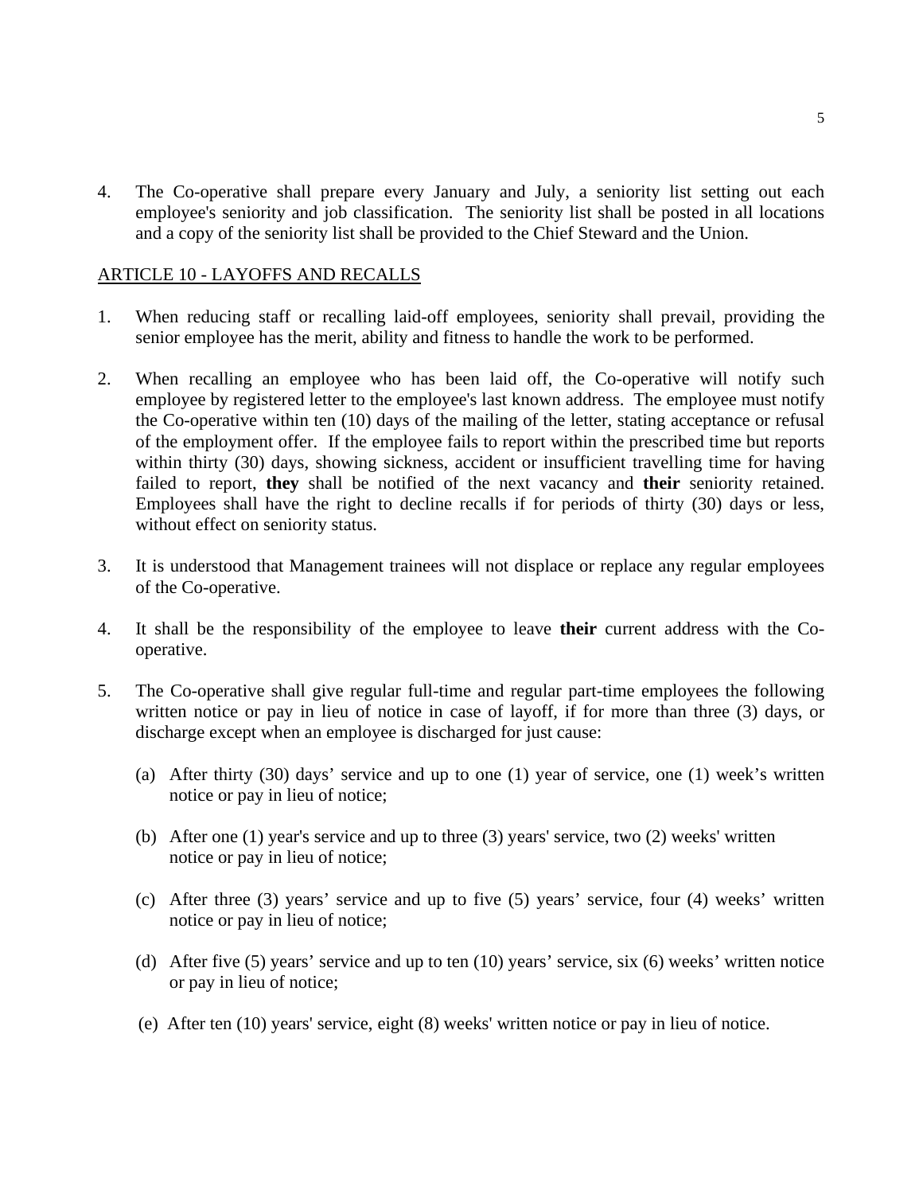4. The Co-operative shall prepare every January and July, a seniority list setting out each employee's seniority and job classification. The seniority list shall be posted in all locations and a copy of the seniority list shall be provided to the Chief Steward and the Union.

## ARTICLE 10 - LAYOFFS AND RECALLS

1. When reducing staff or recalling laid-off employees, seniority shall prevail, providing the senior employee has the merit, ability and fitness to handle the work to be performed.

2. When recalling an employee who has been laid off, the Co-operative will notify such employee by registered letter to the employee's last known address. The employee must notify the Co-operative within ten (10) days of the mailing of the letter, stating acceptance or refusal of the employment offer. If the employee fails to report within the prescribed time but reports within thirty (30) days, showing sickness, accident or insufficient travelling time for having failed to report, **they** shall be notified of the next vacancy and **their** seniority retained. Employees shall have the right to decline recalls if for periods of thirty (30) days or less, without effect on seniority status.

3. It is understood that Management trainees will not displace or replace any regular employees of the Co-operative.

4. It shall be the responsibility of the employee to leave **their** current address with the Co-operative.

5. The Co-operative shall give regular full-time and regular part-time employees the following written notice or pay in lieu of notice in case of layoff, if for more than three (3) days, or discharge except when an employee is discharged for just cause:

   (a) After thirty (30) days' service and up to one (1) year of service, one (1) week's written notice or pay in lieu of notice;

   (b) After one (1) year's service and up to three (3) years' service, two (2) weeks' written notice or pay in lieu of notice;

   (c) After three (3) years' service and up to five (5) years' service, four (4) weeks' written notice or pay in lieu of notice;

   (d) After five (5) years' service and up to ten (10) years' service, six (6) weeks' written notice or pay in lieu of notice;

   (e) After ten (10) years' service, eight (8) weeks' written notice or pay in lieu of notice.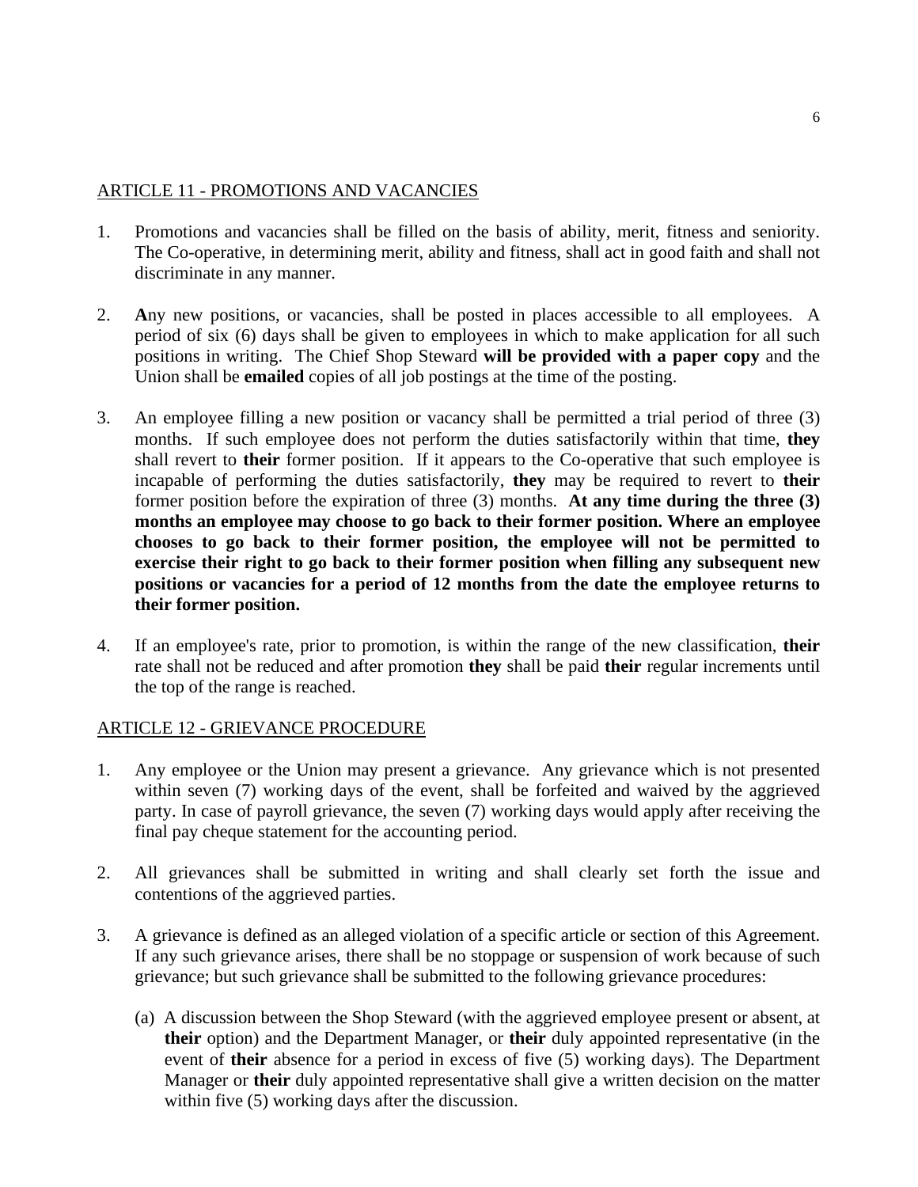## ARTICLE 11 - PROMOTIONS AND VACANCIES

1. Promotions and vacancies shall be filled on the basis of ability, merit, fitness and seniority. The Co-operative, in determining merit, ability and fitness, shall act in good faith and shall not discriminate in any manner.

2. **A**ny new positions, or vacancies, shall be posted in places accessible to all employees. A period of six (6) days shall be given to employees in which to make application for all such positions in writing. The Chief Shop Steward **will be provided with a paper copy** and the Union shall be **emailed** copies of all job postings at the time of the posting.

3. An employee filling a new position or vacancy shall be permitted a trial period of three (3) months. If such employee does not perform the duties satisfactorily within that time, **they** shall revert to **their** former position. If it appears to the Co-operative that such employee is incapable of performing the duties satisfactorily, **they** may be required to revert to **their** former position before the expiration of three (3) months. **At any time during the three (3) months an employee may choose to go back to their former position. Where an employee chooses to go back to their former position, the employee will not be permitted to exercise their right to go back to their former position when filling any subsequent new positions or vacancies for a period of 12 months from the date the employee returns to their former position.**

4. If an employee's rate, prior to promotion, is within the range of the new classification, **their** rate shall not be reduced and after promotion **they** shall be paid **their** regular increments until the top of the range is reached.

## ARTICLE 12 - GRIEVANCE PROCEDURE

1. Any employee or the Union may present a grievance. Any grievance which is not presented within seven (7) working days of the event, shall be forfeited and waived by the aggrieved party. In case of payroll grievance, the seven (7) working days would apply after receiving the final pay cheque statement for the accounting period.

2. All grievances shall be submitted in writing and shall clearly set forth the issue and contentions of the aggrieved parties.

3. A grievance is defined as an alleged violation of a specific article or section of this Agreement. If any such grievance arises, there shall be no stoppage or suspension of work because of such grievance; but such grievance shall be submitted to the following grievance procedures:

   (a) A discussion between the Shop Steward (with the aggrieved employee present or absent, at **their** option) and the Department Manager, or **their** duly appointed representative (in the event of **their** absence for a period in excess of five (5) working days). The Department Manager or **their** duly appointed representative shall give a written decision on the matter within five (5) working days after the discussion.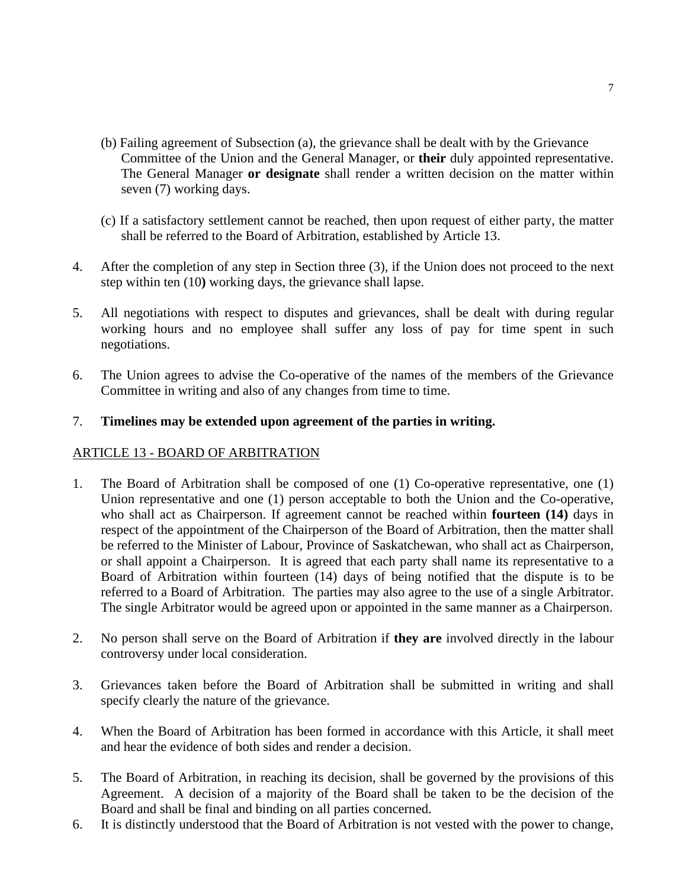(b) Failing agreement of Subsection (a), the grievance shall be dealt with by the Grievance Committee of the Union and the General Manager, or **their** duly appointed representative. The General Manager **or designate** shall render a written decision on the matter within seven (7) working days.

(c) If a satisfactory settlement cannot be reached, then upon request of either party, the matter shall be referred to the Board of Arbitration, established by Article 13.

4. After the completion of any step in Section three (3), if the Union does not proceed to the next step within ten (10**)** working days, the grievance shall lapse.

5. All negotiations with respect to disputes and grievances, shall be dealt with during regular working hours and no employee shall suffer any loss of pay for time spent in such negotiations.

6. The Union agrees to advise the Co-operative of the names of the members of the Grievance Committee in writing and also of any changes from time to time.

7. **Timelines may be extended upon agreement of the parties in writing.**

## ARTICLE 13 - BOARD OF ARBITRATION

1. The Board of Arbitration shall be composed of one (1) Co-operative representative, one (1) Union representative and one (1) person acceptable to both the Union and the Co-operative, who shall act as Chairperson. If agreement cannot be reached within **fourteen (14)** days in respect of the appointment of the Chairperson of the Board of Arbitration, then the matter shall be referred to the Minister of Labour, Province of Saskatchewan, who shall act as Chairperson, or shall appoint a Chairperson. It is agreed that each party shall name its representative to a Board of Arbitration within fourteen (14) days of being notified that the dispute is to be referred to a Board of Arbitration. The parties may also agree to the use of a single Arbitrator. The single Arbitrator would be agreed upon or appointed in the same manner as a Chairperson.

2. No person shall serve on the Board of Arbitration if **they are** involved directly in the labour controversy under local consideration.

3. Grievances taken before the Board of Arbitration shall be submitted in writing and shall specify clearly the nature of the grievance.

4. When the Board of Arbitration has been formed in accordance with this Article, it shall meet and hear the evidence of both sides and render a decision.

5. The Board of Arbitration, in reaching its decision, shall be governed by the provisions of this Agreement. A decision of a majority of the Board shall be taken to be the decision of the Board and shall be final and binding on all parties concerned.

6. It is distinctly understood that the Board of Arbitration is not vested with the power to change,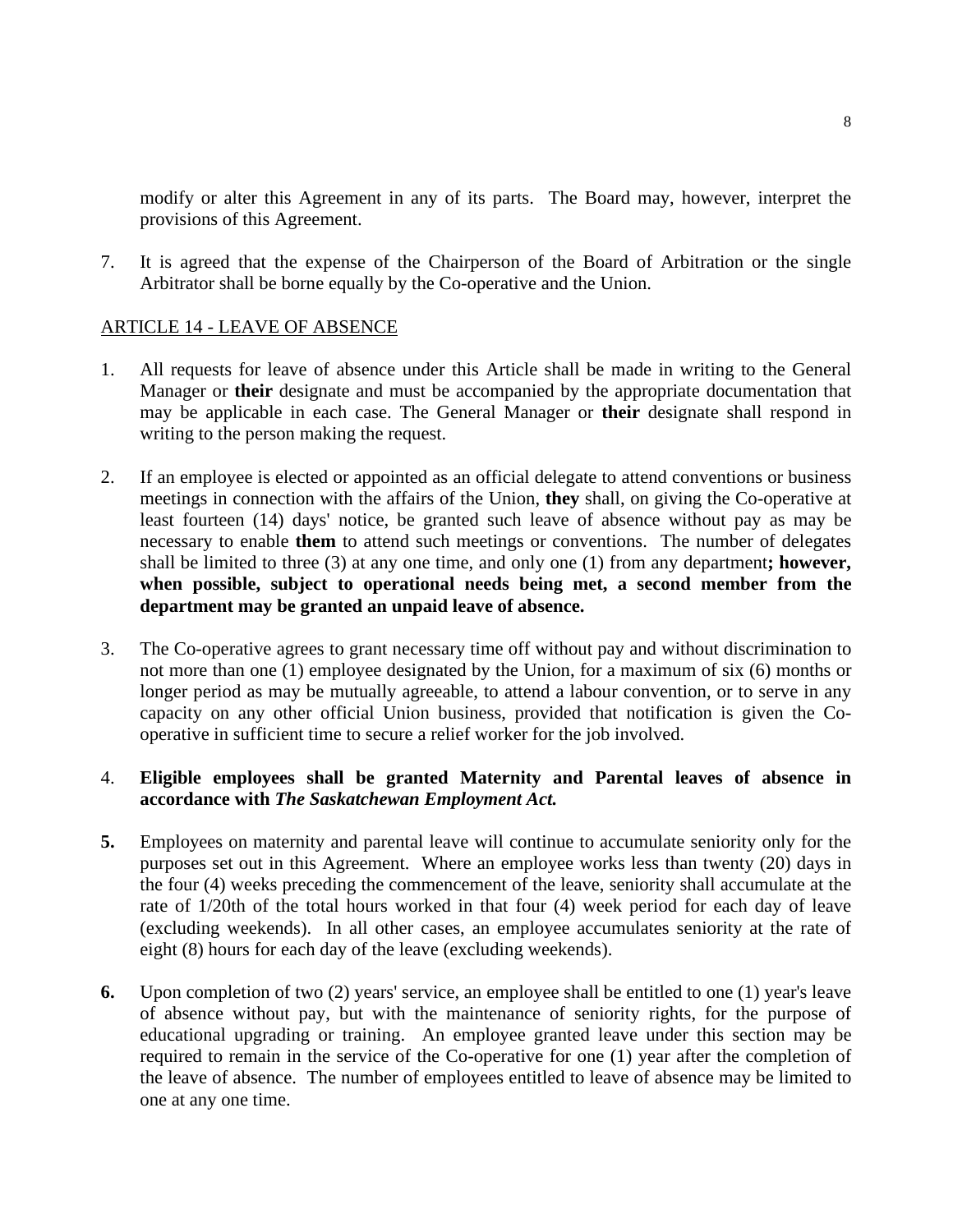modify or alter this Agreement in any of its parts. The Board may, however, interpret the provisions of this Agreement.

7. It is agreed that the expense of the Chairperson of the Board of Arbitration or the single Arbitrator shall be borne equally by the Co-operative and the Union.

ARTICLE 14 - LEAVE OF ABSENCE

1. All requests for leave of absence under this Article shall be made in writing to the General Manager or **their** designate and must be accompanied by the appropriate documentation that may be applicable in each case. The General Manager or **their** designate shall respond in writing to the person making the request.

2. If an employee is elected or appointed as an official delegate to attend conventions or business meetings in connection with the affairs of the Union, **they** shall, on giving the Co-operative at least fourteen (14) days' notice, be granted such leave of absence without pay as may be necessary to enable **them** to attend such meetings or conventions. The number of delegates shall be limited to three (3) at any one time, and only one (1) from any department**; however, when possible, subject to operational needs being met, a second member from the department may be granted an unpaid leave of absence.**

3. The Co-operative agrees to grant necessary time off without pay and without discrimination to not more than one (1) employee designated by the Union, for a maximum of six (6) months or longer period as may be mutually agreeable, to attend a labour convention, or to serve in any capacity on any other official Union business, provided that notification is given the Co-operative in sufficient time to secure a relief worker for the job involved.

4. **Eligible employees shall be granted Maternity and Parental leaves of absence in accordance with *The Saskatchewan Employment Act.***

**5.** Employees on maternity and parental leave will continue to accumulate seniority only for the purposes set out in this Agreement. Where an employee works less than twenty (20) days in the four (4) weeks preceding the commencement of the leave, seniority shall accumulate at the rate of 1/20th of the total hours worked in that four (4) week period for each day of leave (excluding weekends). In all other cases, an employee accumulates seniority at the rate of eight (8) hours for each day of the leave (excluding weekends).

**6.** Upon completion of two (2) years' service, an employee shall be entitled to one (1) year's leave of absence without pay, but with the maintenance of seniority rights, for the purpose of educational upgrading or training. An employee granted leave under this section may be required to remain in the service of the Co-operative for one (1) year after the completion of the leave of absence. The number of employees entitled to leave of absence may be limited to one at any one time.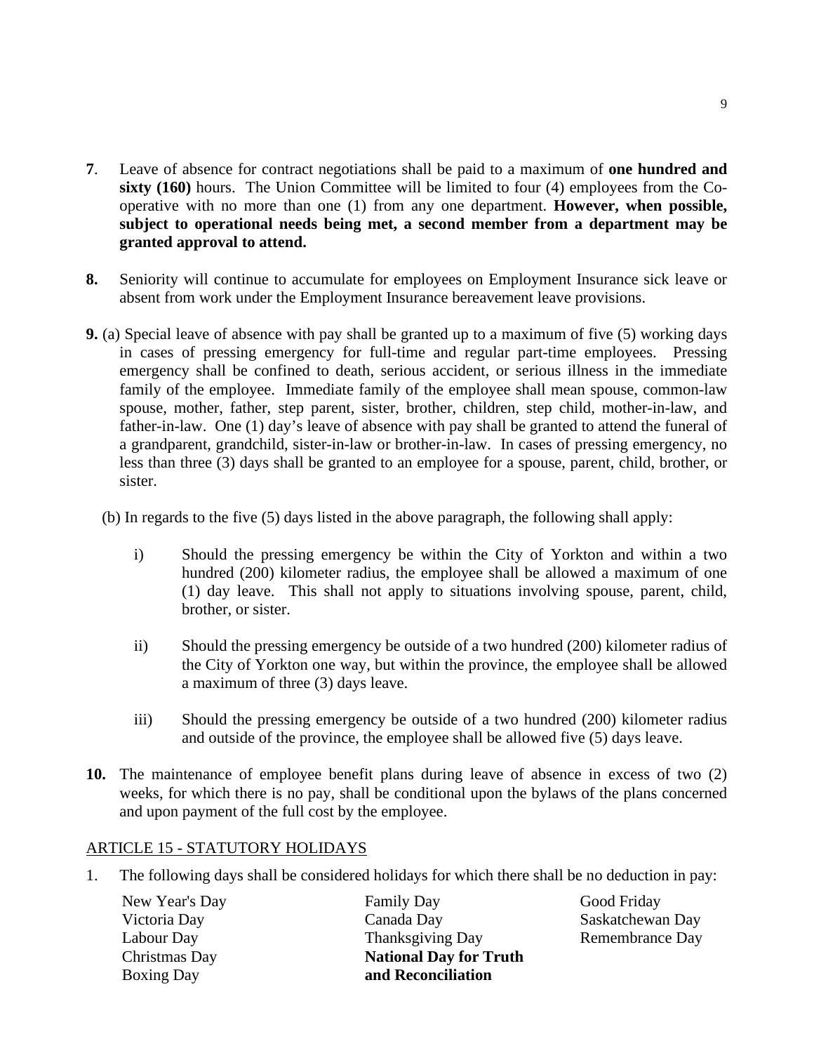**7**. Leave of absence for contract negotiations shall be paid to a maximum of **one hundred and sixty (160)** hours. The Union Committee will be limited to four (4) employees from the Co-operative with no more than one (1) from any one department. **However, when possible, subject to operational needs being met, a second member from a department may be granted approval to attend.**

**8.** Seniority will continue to accumulate for employees on Employment Insurance sick leave or absent from work under the Employment Insurance bereavement leave provisions.

**9.** (a) Special leave of absence with pay shall be granted up to a maximum of five (5) working days in cases of pressing emergency for full-time and regular part-time employees. Pressing emergency shall be confined to death, serious accident, or serious illness in the immediate family of the employee. Immediate family of the employee shall mean spouse, common-law spouse, mother, father, step parent, sister, brother, children, step child, mother-in-law, and father-in-law. One (1) day's leave of absence with pay shall be granted to attend the funeral of a grandparent, grandchild, sister-in-law or brother-in-law. In cases of pressing emergency, no less than three (3) days shall be granted to an employee for a spouse, parent, child, brother, or sister.

(b) In regards to the five (5) days listed in the above paragraph, the following shall apply:

i) Should the pressing emergency be within the City of Yorkton and within a two hundred (200) kilometer radius, the employee shall be allowed a maximum of one (1) day leave. This shall not apply to situations involving spouse, parent, child, brother, or sister.

ii) Should the pressing emergency be outside of a two hundred (200) kilometer radius of the City of Yorkton one way, but within the province, the employee shall be allowed a maximum of three (3) days leave.

iii) Should the pressing emergency be outside of a two hundred (200) kilometer radius and outside of the province, the employee shall be allowed five (5) days leave.

**10.** The maintenance of employee benefit plans during leave of absence in excess of two (2) weeks, for which there is no pay, shall be conditional upon the bylaws of the plans concerned and upon payment of the full cost by the employee.

## ARTICLE 15 - STATUTORY HOLIDAYS

1. The following days shall be considered holidays for which there shall be no deduction in pay:

New Year's Day
Victoria Day
Labour Day
Christmas Day
Boxing Day
Family Day
Canada Day
Thanksgiving Day
**National Day for Truth and Reconciliation**
Good Friday
Saskatchewan Day
Remembrance Day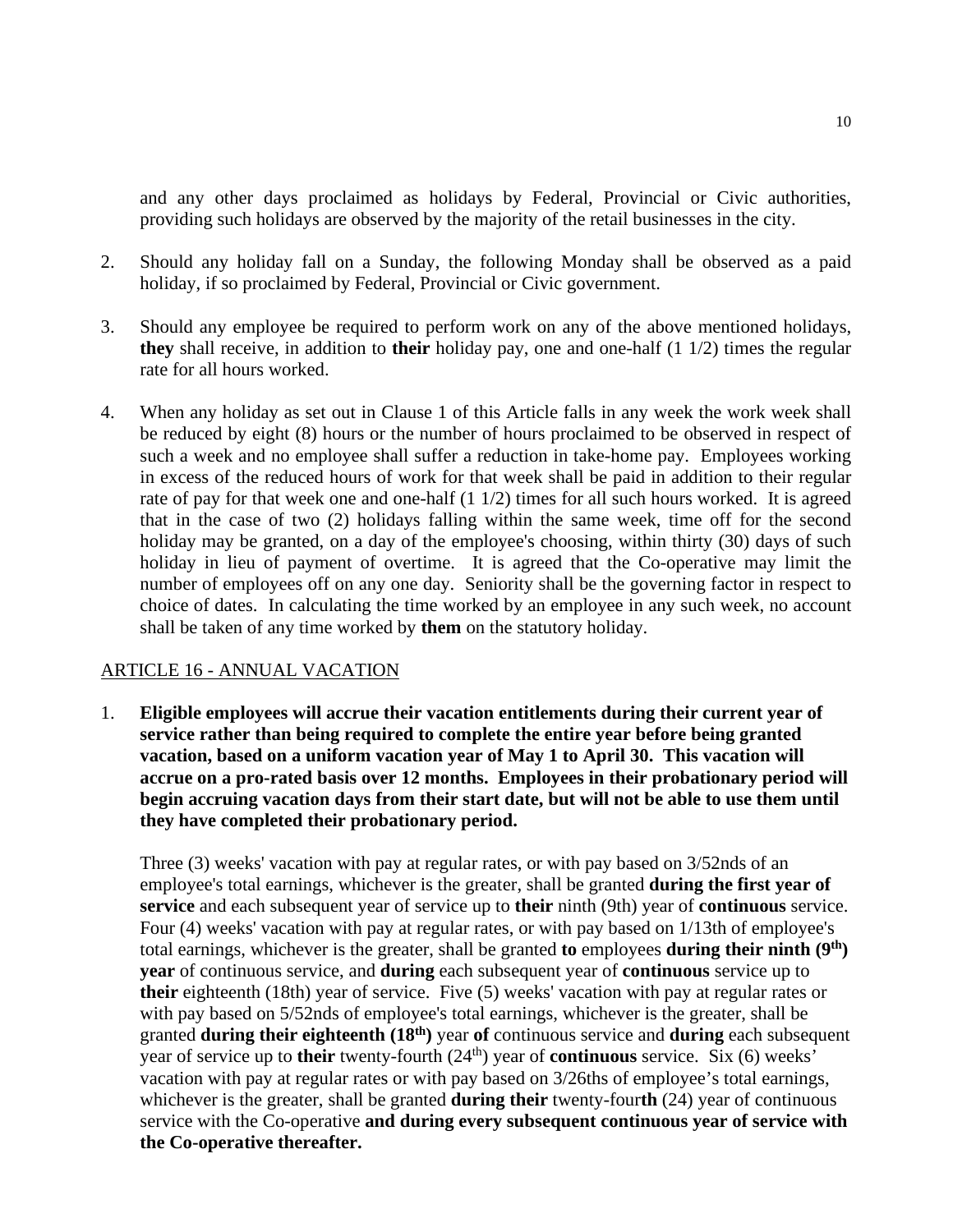and any other days proclaimed as holidays by Federal, Provincial or Civic authorities, providing such holidays are observed by the majority of the retail businesses in the city.

2. Should any holiday fall on a Sunday, the following Monday shall be observed as a paid holiday, if so proclaimed by Federal, Provincial or Civic government.

3. Should any employee be required to perform work on any of the above mentioned holidays, **they** shall receive, in addition to **their** holiday pay, one and one-half (1 1/2) times the regular rate for all hours worked.

4. When any holiday as set out in Clause 1 of this Article falls in any week the work week shall be reduced by eight (8) hours or the number of hours proclaimed to be observed in respect of such a week and no employee shall suffer a reduction in take-home pay. Employees working in excess of the reduced hours of work for that week shall be paid in addition to their regular rate of pay for that week one and one-half (1 1/2) times for all such hours worked. It is agreed that in the case of two (2) holidays falling within the same week, time off for the second holiday may be granted, on a day of the employee's choosing, within thirty (30) days of such holiday in lieu of payment of overtime. It is agreed that the Co-operative may limit the number of employees off on any one day. Seniority shall be the governing factor in respect to choice of dates. In calculating the time worked by an employee in any such week, no account shall be taken of any time worked by **them** on the statutory holiday.

ARTICLE 16 - ANNUAL VACATION

1. **Eligible employees will accrue their vacation entitlements during their current year of service rather than being required to complete the entire year before being granted vacation, based on a uniform vacation year of May 1 to April 30. This vacation will accrue on a pro-rated basis over 12 months. Employees in their probationary period will begin accruing vacation days from their start date, but will not be able to use them until they have completed their probationary period.**

   Three (3) weeks' vacation with pay at regular rates, or with pay based on 3/52nds of an employee's total earnings, whichever is the greater, shall be granted **during the first year of service** and each subsequent year of service up to **their** ninth (9th) year of **continuous** service. Four (4) weeks' vacation with pay at regular rates, or with pay based on 1/13th of employee's total earnings, whichever is the greater, shall be granted **to** employees **during their ninth (9th) year** of continuous service, and **during** each subsequent year of **continuous** service up to **their** eighteenth (18th) year of service. Five (5) weeks' vacation with pay at regular rates or with pay based on 5/52nds of employee's total earnings, whichever is the greater, shall be granted **during their eighteenth (18th)** year **of** continuous service and **during** each subsequent year of service up to **their** twenty-fourth (24th) year of **continuous** service. Six (6) weeks' vacation with pay at regular rates or with pay based on 3/26ths of employee's total earnings, whichever is the greater, shall be granted **during their** twenty-four**th** (24) year of continuous service with the Co-operative **and during every subsequent continuous year of service with the Co-operative thereafter.**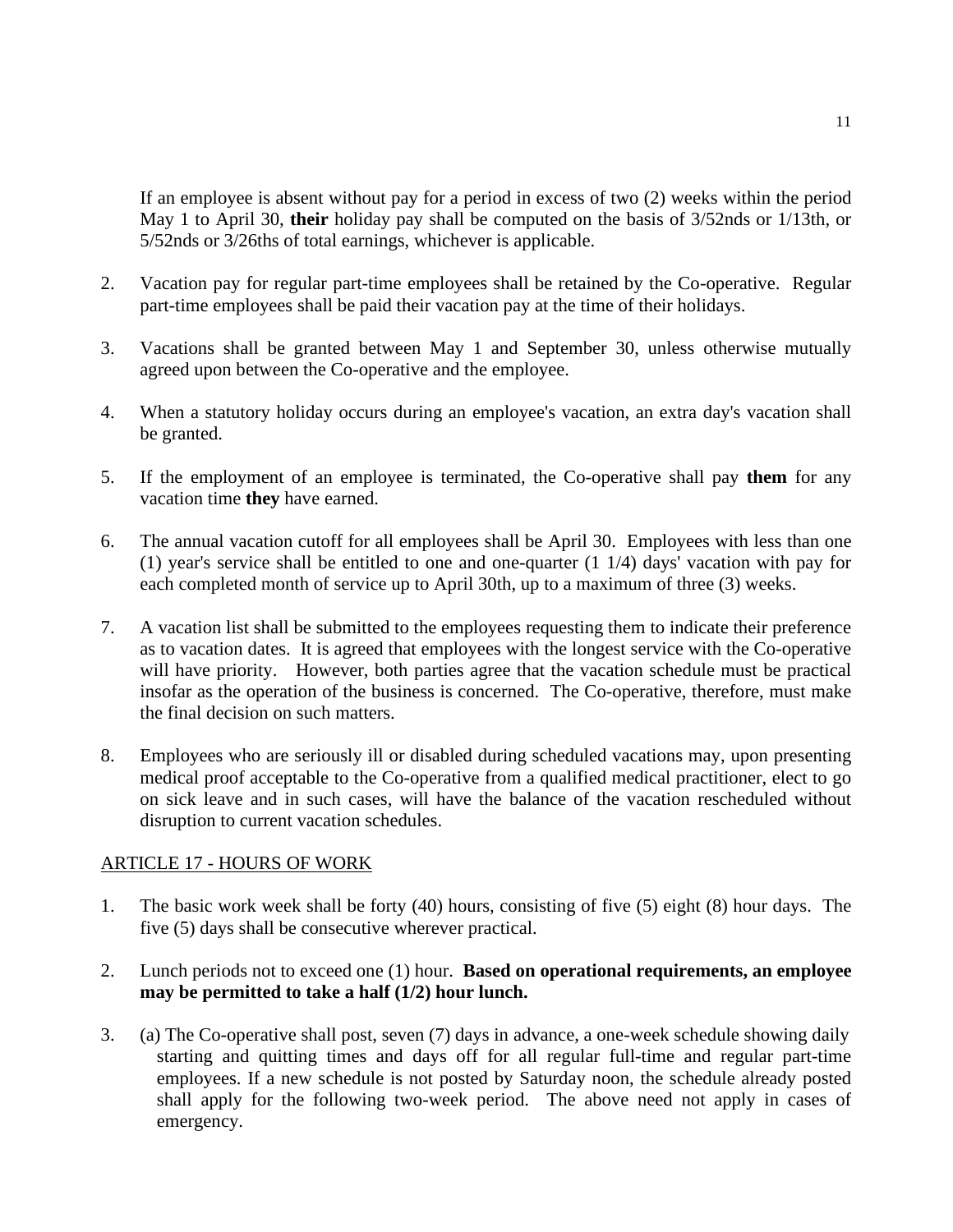If an employee is absent without pay for a period in excess of two (2) weeks within the period May 1 to April 30, **their** holiday pay shall be computed on the basis of 3/52nds or 1/13th, or 5/52nds or 3/26ths of total earnings, whichever is applicable.

2. Vacation pay for regular part-time employees shall be retained by the Co-operative. Regular part-time employees shall be paid their vacation pay at the time of their holidays.

3. Vacations shall be granted between May 1 and September 30, unless otherwise mutually agreed upon between the Co-operative and the employee.

4. When a statutory holiday occurs during an employee's vacation, an extra day's vacation shall be granted.

5. If the employment of an employee is terminated, the Co-operative shall pay **them** for any vacation time **they** have earned.

6. The annual vacation cutoff for all employees shall be April 30. Employees with less than one (1) year's service shall be entitled to one and one-quarter (1 1/4) days' vacation with pay for each completed month of service up to April 30th, up to a maximum of three (3) weeks.

7. A vacation list shall be submitted to the employees requesting them to indicate their preference as to vacation dates. It is agreed that employees with the longest service with the Co-operative will have priority. However, both parties agree that the vacation schedule must be practical insofar as the operation of the business is concerned. The Co-operative, therefore, must make the final decision on such matters.

8. Employees who are seriously ill or disabled during scheduled vacations may, upon presenting medical proof acceptable to the Co-operative from a qualified medical practitioner, elect to go on sick leave and in such cases, will have the balance of the vacation rescheduled without disruption to current vacation schedules.

## ARTICLE 17 - HOURS OF WORK

1. The basic work week shall be forty (40) hours, consisting of five (5) eight (8) hour days. The five (5) days shall be consecutive wherever practical.

2. Lunch periods not to exceed one (1) hour. **Based on operational requirements, an employee may be permitted to take a half (1/2) hour lunch.**

3. (a) The Co-operative shall post, seven (7) days in advance, a one-week schedule showing daily starting and quitting times and days off for all regular full-time and regular part-time employees. If a new schedule is not posted by Saturday noon, the schedule already posted shall apply for the following two-week period. The above need not apply in cases of emergency.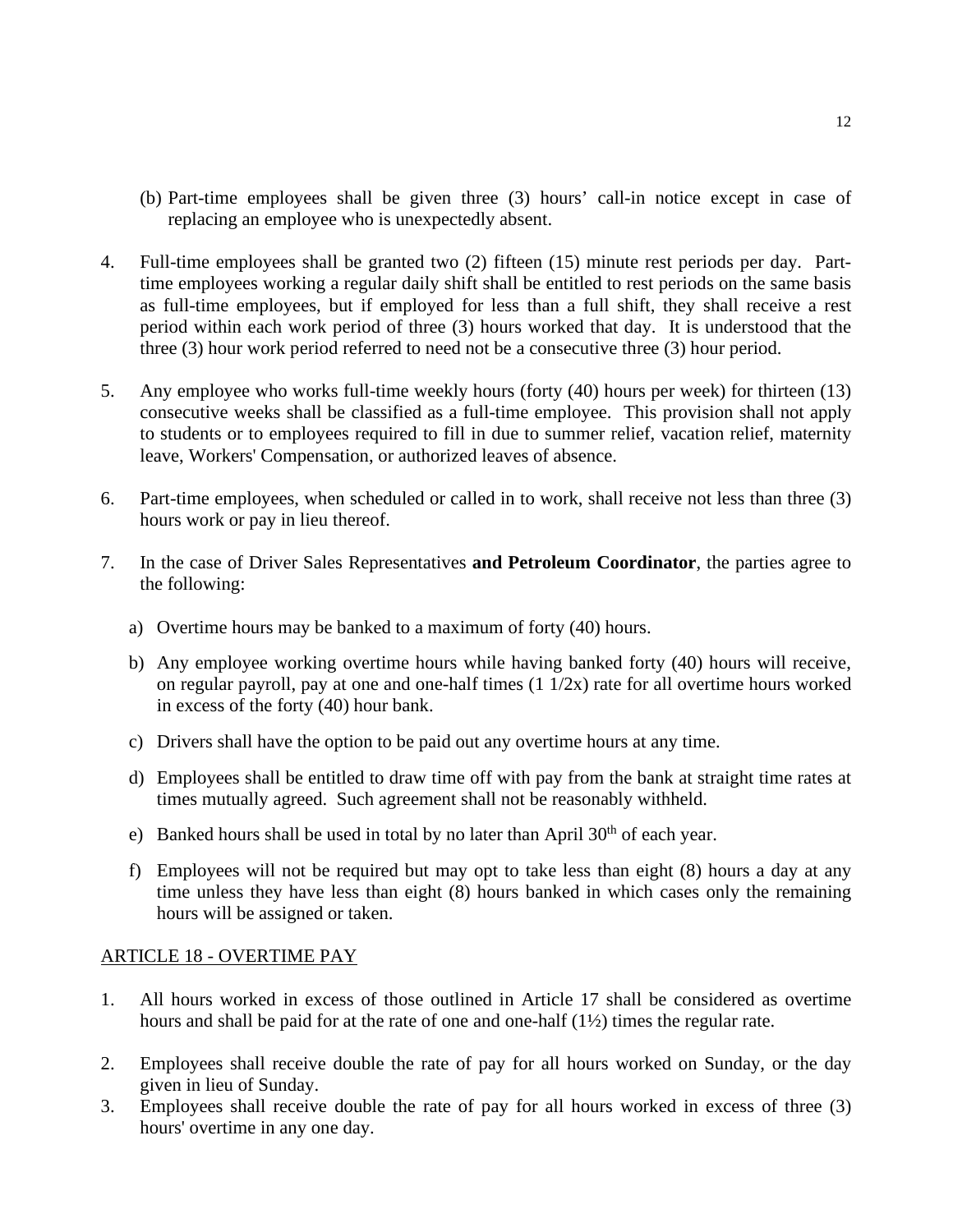(b) Part-time employees shall be given three (3) hours' call-in notice except in case of replacing an employee who is unexpectedly absent.

4. Full-time employees shall be granted two (2) fifteen (15) minute rest periods per day. Part-time employees working a regular daily shift shall be entitled to rest periods on the same basis as full-time employees, but if employed for less than a full shift, they shall receive a rest period within each work period of three (3) hours worked that day. It is understood that the three (3) hour work period referred to need not be a consecutive three (3) hour period.

5. Any employee who works full-time weekly hours (forty (40) hours per week) for thirteen (13) consecutive weeks shall be classified as a full-time employee. This provision shall not apply to students or to employees required to fill in due to summer relief, vacation relief, maternity leave, Workers' Compensation, or authorized leaves of absence.

6. Part-time employees, when scheduled or called in to work, shall receive not less than three (3) hours work or pay in lieu thereof.

7. In the case of Driver Sales Representatives **and Petroleum Coordinator**, the parties agree to the following:

   a) Overtime hours may be banked to a maximum of forty (40) hours.

   b) Any employee working overtime hours while having banked forty (40) hours will receive, on regular payroll, pay at one and one-half times (1 1/2x) rate for all overtime hours worked in excess of the forty (40) hour bank.

   c) Drivers shall have the option to be paid out any overtime hours at any time.

   d) Employees shall be entitled to draw time off with pay from the bank at straight time rates at times mutually agreed. Such agreement shall not be reasonably withheld.

   e) Banked hours shall be used in total by no later than April 30th of each year.

   f) Employees will not be required but may opt to take less than eight (8) hours a day at any time unless they have less than eight (8) hours banked in which cases only the remaining hours will be assigned or taken.

## ARTICLE 18 - OVERTIME PAY

1. All hours worked in excess of those outlined in Article 17 shall be considered as overtime hours and shall be paid for at the rate of one and one-half (1½) times the regular rate.

2. Employees shall receive double the rate of pay for all hours worked on Sunday, or the day given in lieu of Sunday.

3. Employees shall receive double the rate of pay for all hours worked in excess of three (3) hours' overtime in any one day.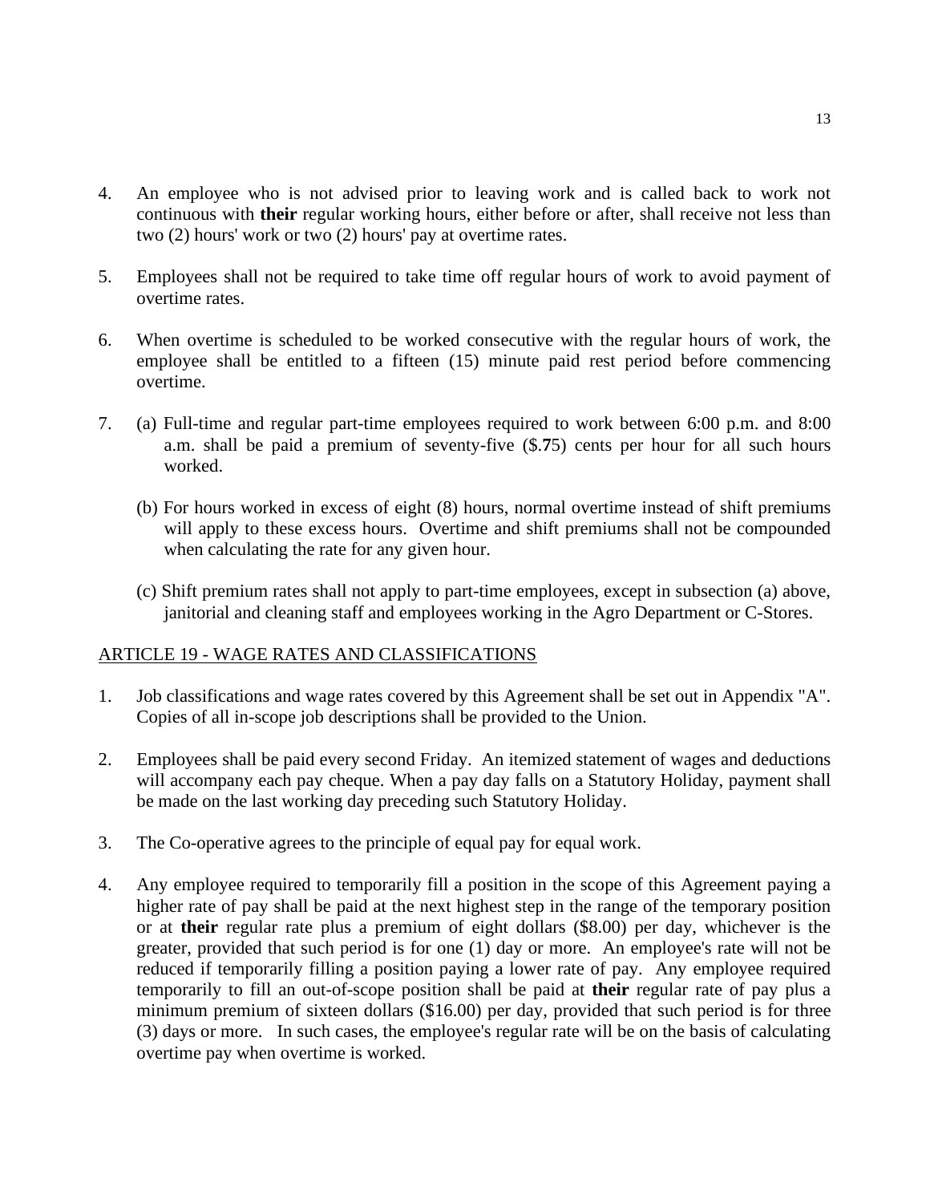4. An employee who is not advised prior to leaving work and is called back to work not continuous with **their** regular working hours, either before or after, shall receive not less than two (2) hours' work or two (2) hours' pay at overtime rates.

5. Employees shall not be required to take time off regular hours of work to avoid payment of overtime rates.

6. When overtime is scheduled to be worked consecutive with the regular hours of work, the employee shall be entitled to a fifteen (15) minute paid rest period before commencing overtime.

7. (a) Full-time and regular part-time employees required to work between 6:00 p.m. and 8:00 a.m. shall be paid a premium of seventy-five ($.**7**5) cents per hour for all such hours worked.

   (b) For hours worked in excess of eight (8) hours, normal overtime instead of shift premiums will apply to these excess hours. Overtime and shift premiums shall not be compounded when calculating the rate for any given hour.

   (c) Shift premium rates shall not apply to part-time employees, except in subsection (a) above, janitorial and cleaning staff and employees working in the Agro Department or C-Stores.

## ARTICLE 19 - WAGE RATES AND CLASSIFICATIONS

1. Job classifications and wage rates covered by this Agreement shall be set out in Appendix "A". Copies of all in-scope job descriptions shall be provided to the Union.

2. Employees shall be paid every second Friday. An itemized statement of wages and deductions will accompany each pay cheque. When a pay day falls on a Statutory Holiday, payment shall be made on the last working day preceding such Statutory Holiday.

3. The Co-operative agrees to the principle of equal pay for equal work.

4. Any employee required to temporarily fill a position in the scope of this Agreement paying a higher rate of pay shall be paid at the next highest step in the range of the temporary position or at **their** regular rate plus a premium of eight dollars ($8.00) per day, whichever is the greater, provided that such period is for one (1) day or more. An employee's rate will not be reduced if temporarily filling a position paying a lower rate of pay. Any employee required temporarily to fill an out-of-scope position shall be paid at **their** regular rate of pay plus a minimum premium of sixteen dollars ($16.00) per day, provided that such period is for three (3) days or more. In such cases, the employee's regular rate will be on the basis of calculating overtime pay when overtime is worked.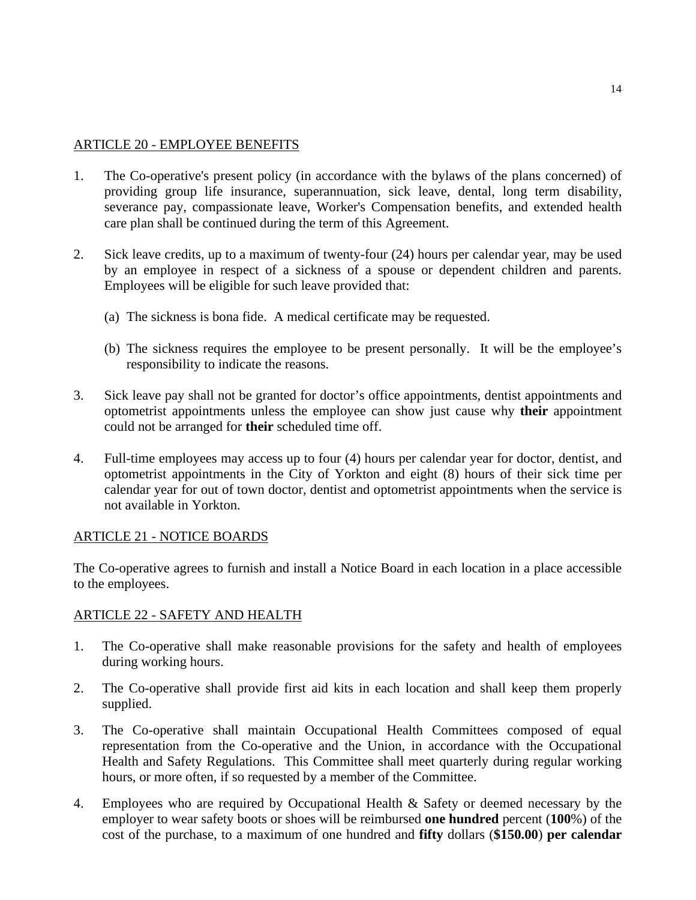## ARTICLE 20 - EMPLOYEE BENEFITS

1. The Co-operative's present policy (in accordance with the bylaws of the plans concerned) of providing group life insurance, superannuation, sick leave, dental, long term disability, severance pay, compassionate leave, Worker's Compensation benefits, and extended health care plan shall be continued during the term of this Agreement.

2. Sick leave credits, up to a maximum of twenty-four (24) hours per calendar year, may be used by an employee in respect of a sickness of a spouse or dependent children and parents. Employees will be eligible for such leave provided that:

   (a) The sickness is bona fide. A medical certificate may be requested.

   (b) The sickness requires the employee to be present personally. It will be the employee's responsibility to indicate the reasons.

3. Sick leave pay shall not be granted for doctor's office appointments, dentist appointments and optometrist appointments unless the employee can show just cause why **their** appointment could not be arranged for **their** scheduled time off.

4. Full-time employees may access up to four (4) hours per calendar year for doctor, dentist, and optometrist appointments in the City of Yorkton and eight (8) hours of their sick time per calendar year for out of town doctor, dentist and optometrist appointments when the service is not available in Yorkton.

## ARTICLE 21 - NOTICE BOARDS

The Co-operative agrees to furnish and install a Notice Board in each location in a place accessible to the employees.

## ARTICLE 22 - SAFETY AND HEALTH

1. The Co-operative shall make reasonable provisions for the safety and health of employees during working hours.

2. The Co-operative shall provide first aid kits in each location and shall keep them properly supplied.

3. The Co-operative shall maintain Occupational Health Committees composed of equal representation from the Co-operative and the Union, in accordance with the Occupational Health and Safety Regulations. This Committee shall meet quarterly during regular working hours, or more often, if so requested by a member of the Committee.

4. Employees who are required by Occupational Health & Safety or deemed necessary by the employer to wear safety boots or shoes will be reimbursed **one hundred** percent (**100**%) of the cost of the purchase, to a maximum of one hundred and **fifty** dollars (**$150.00**) **per calendar**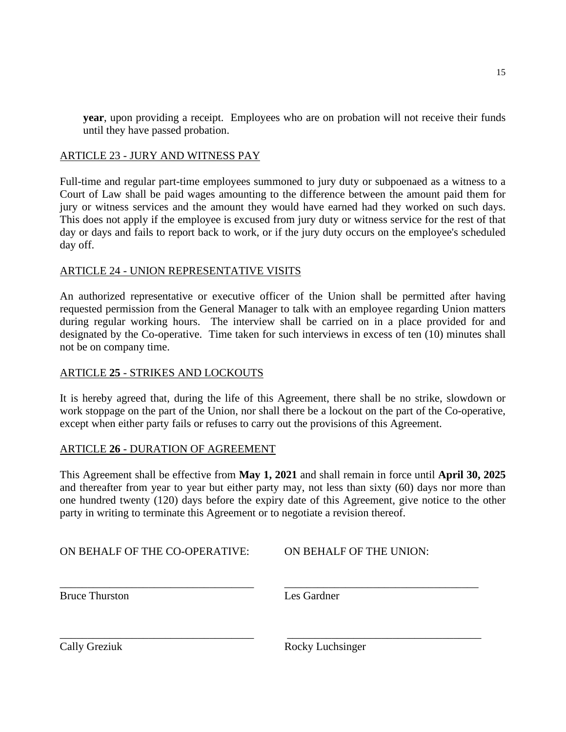**year**, upon providing a receipt. Employees who are on probation will not receive their funds until they have passed probation.

## ARTICLE 23 - JURY AND WITNESS PAY

Full-time and regular part-time employees summoned to jury duty or subpoenaed as a witness to a Court of Law shall be paid wages amounting to the difference between the amount paid them for jury or witness services and the amount they would have earned had they worked on such days. This does not apply if the employee is excused from jury duty or witness service for the rest of that day or days and fails to report back to work, or if the jury duty occurs on the employee's scheduled day off.

## ARTICLE 24 - UNION REPRESENTATIVE VISITS

An authorized representative or executive officer of the Union shall be permitted after having requested permission from the General Manager to talk with an employee regarding Union matters during regular working hours. The interview shall be carried on in a place provided for and designated by the Co-operative. Time taken for such interviews in excess of ten (10) minutes shall not be on company time.

## ARTICLE **25** - STRIKES AND LOCKOUTS

It is hereby agreed that, during the life of this Agreement, there shall be no strike, slowdown or work stoppage on the part of the Union, nor shall there be a lockout on the part of the Co-operative, except when either party fails or refuses to carry out the provisions of this Agreement.

## ARTICLE **26** - DURATION OF AGREEMENT

This Agreement shall be effective from **May 1, 2021** and shall remain in force until **April 30, 2025** and thereafter from year to year but either party may, not less than sixty (60) days nor more than one hundred twenty (120) days before the expiry date of this Agreement, give notice to the other party in writing to terminate this Agreement or to negotiate a revision thereof.

| ON BEHALF OF THE CO-OPERATIVE: | ON BEHALF OF THE UNION: |
|---|---|
| ____________________________________ | ____________________________________ |
| Bruce Thurston | Les Gardner |
| ____________________________________ | ____________________________________ |
| Cally Greziuk | Rocky Luchsinger |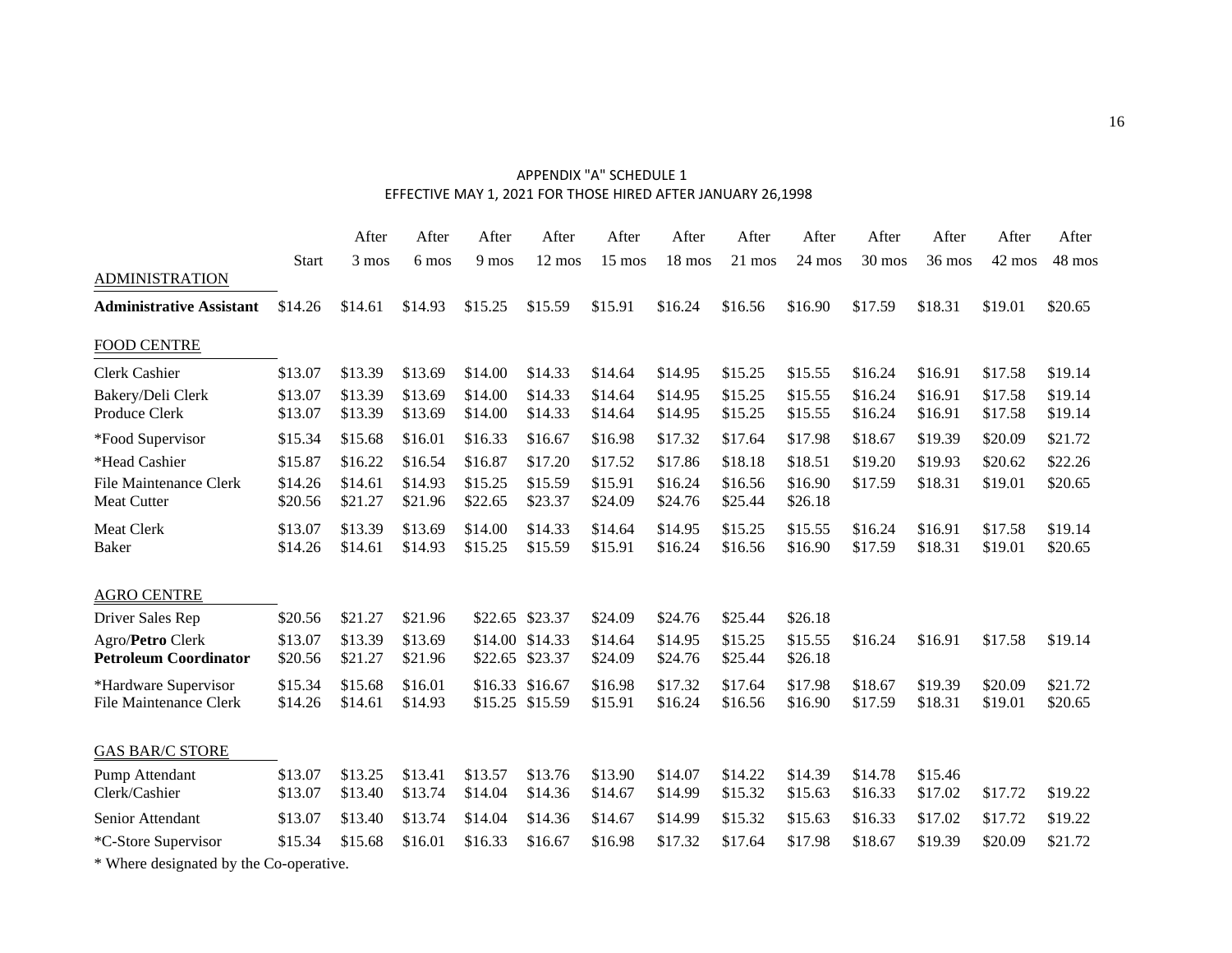APPENDIX "A" SCHEDULE 1
EFFECTIVE MAY 1, 2021 FOR THOSE HIRED AFTER JANUARY 26,1998

| | Start | After 3 mos | After 6 mos | After 9 mos | After 12 mos | After 15 mos | After 18 mos | After 21 mos | After 24 mos | After 30 mos | After 36 mos | After 42 mos | After 48 mos |
|---|---|---|---|---|---|---|---|---|---|---|---|---|---|
| ADMINISTRATION | | | | | | | | | | | | | |
| **Administrative Assistant** | $14.26 | $14.61 | $14.93 | $15.25 | $15.59 | $15.91 | $16.24 | $16.56 | $16.90 | $17.59 | $18.31 | $19.01 | $20.65 |
| FOOD CENTRE | | | | | | | | | | | | | |
| Clerk Cashier | $13.07 | $13.39 | $13.69 | $14.00 | $14.33 | $14.64 | $14.95 | $15.25 | $15.55 | $16.24 | $16.91 | $17.58 | $19.14 |
| Bakery/Deli Clerk | $13.07 | $13.39 | $13.69 | $14.00 | $14.33 | $14.64 | $14.95 | $15.25 | $15.55 | $16.24 | $16.91 | $17.58 | $19.14 |
| Produce Clerk | $13.07 | $13.39 | $13.69 | $14.00 | $14.33 | $14.64 | $14.95 | $15.25 | $15.55 | $16.24 | $16.91 | $17.58 | $19.14 |
| *Food Supervisor | $15.34 | $15.68 | $16.01 | $16.33 | $16.67 | $16.98 | $17.32 | $17.64 | $17.98 | $18.67 | $19.39 | $20.09 | $21.72 |
| *Head Cashier | $15.87 | $16.22 | $16.54 | $16.87 | $17.20 | $17.52 | $17.86 | $18.18 | $18.51 | $19.20 | $19.93 | $20.62 | $22.26 |
| File Maintenance Clerk | $14.26 | $14.61 | $14.93 | $15.25 | $15.59 | $15.91 | $16.24 | $16.56 | $16.90 | $17.59 | $18.31 | $19.01 | $20.65 |
| Meat Cutter | $20.56 | $21.27 | $21.96 | $22.65 | $23.37 | $24.09 | $24.76 | $25.44 | $26.18 | | | | |
| Meat Clerk | $13.07 | $13.39 | $13.69 | $14.00 | $14.33 | $14.64 | $14.95 | $15.25 | $15.55 | $16.24 | $16.91 | $17.58 | $19.14 |
| Baker | $14.26 | $14.61 | $14.93 | $15.25 | $15.59 | $15.91 | $16.24 | $16.56 | $16.90 | $17.59 | $18.31 | $19.01 | $20.65 |
| AGRO CENTRE | | | | | | | | | | | | | |
| Driver Sales Rep | $20.56 | $21.27 | $21.96 | $22.65 | $23.37 | $24.09 | $24.76 | $25.44 | $26.18 | | | | |
| Agro/**Petro** Clerk | $13.07 | $13.39 | $13.69 | $14.00 | $14.33 | $14.64 | $14.95 | $15.25 | $15.55 | $16.24 | $16.91 | $17.58 | $19.14 |
| **Petroleum Coordinator** | $20.56 | $21.27 | $21.96 | $22.65 | $23.37 | $24.09 | $24.76 | $25.44 | $26.18 | | | | |
| *Hardware Supervisor | $15.34 | $15.68 | $16.01 | $16.33 | $16.67 | $16.98 | $17.32 | $17.64 | $17.98 | $18.67 | $19.39 | $20.09 | $21.72 |
| File Maintenance Clerk | $14.26 | $14.61 | $14.93 | $15.25 | $15.59 | $15.91 | $16.24 | $16.56 | $16.90 | $17.59 | $18.31 | $19.01 | $20.65 |
| GAS BAR/C STORE | | | | | | | | | | | | | |
| Pump Attendant | $13.07 | $13.25 | $13.41 | $13.57 | $13.76 | $13.90 | $14.07 | $14.22 | $14.39 | $14.78 | $15.46 | | |
| Clerk/Cashier | $13.07 | $13.40 | $13.74 | $14.04 | $14.36 | $14.67 | $14.99 | $15.32 | $15.63 | $16.33 | $17.02 | $17.72 | $19.22 |
| Senior Attendant | $13.07 | $13.40 | $13.74 | $14.04 | $14.36 | $14.67 | $14.99 | $15.32 | $15.63 | $16.33 | $17.02 | $17.72 | $19.22 |
| *C-Store Supervisor | $15.34 | $15.68 | $16.01 | $16.33 | $16.67 | $16.98 | $17.32 | $17.64 | $17.98 | $18.67 | $19.39 | $20.09 | $21.72 |

* Where designated by the Co-operative.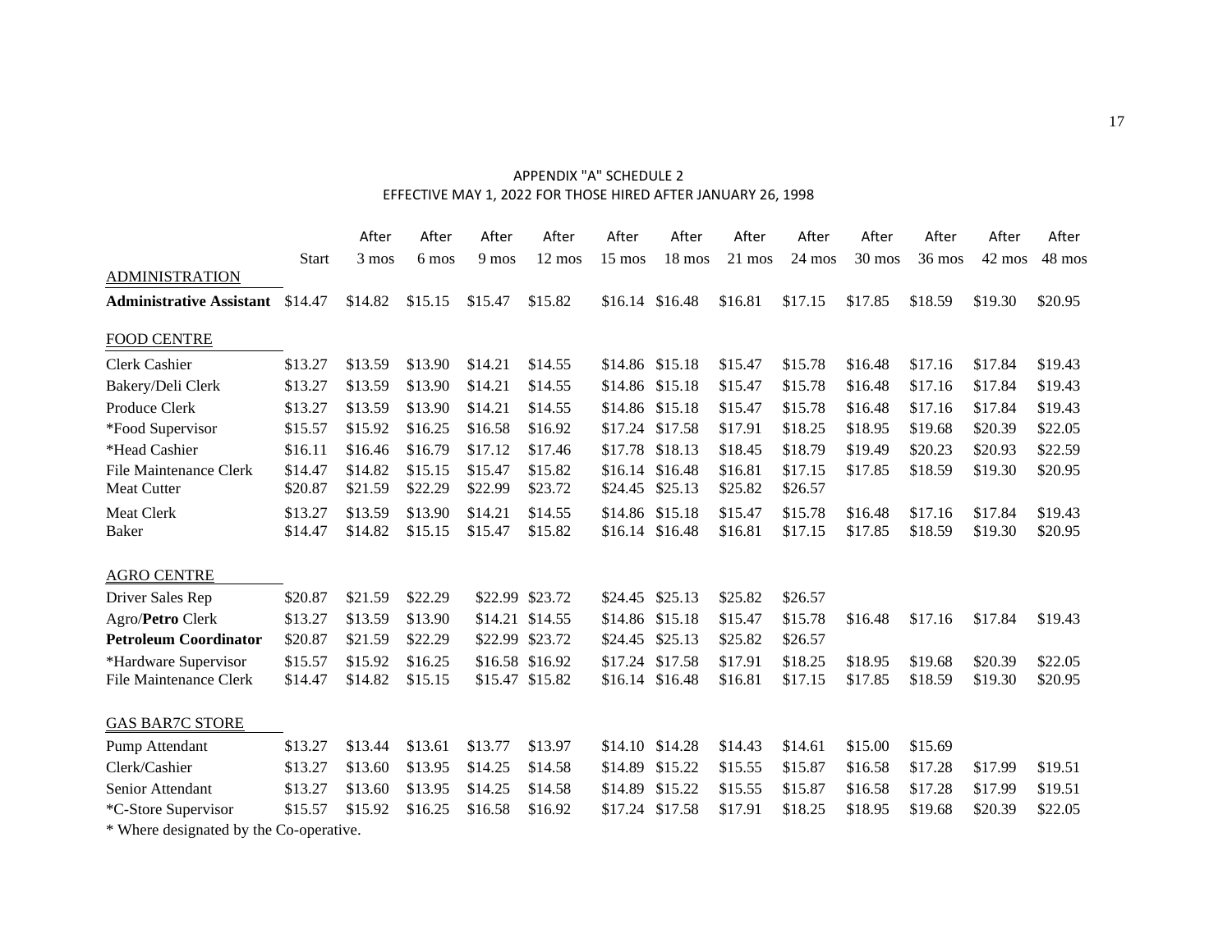## APPENDIX "A" SCHEDULE 2
### EFFECTIVE MAY 1, 2022 FOR THOSE HIRED AFTER JANUARY 26, 1998

| | Start | After 3 mos | After 6 mos | After 9 mos | After 12 mos | After 15 mos | After 18 mos | After 21 mos | After 24 mos | After 30 mos | After 36 mos | After 42 mos | After 48 mos |
|---|---|---|---|---|---|---|---|---|---|---|---|---|---|
| ADMINISTRATION | | | | | | | | | | | | | |
| **Administrative Assistant** | $14.47 | $14.82 | $15.15 | $15.47 | $15.82 | $16.14 | $16.48 | $16.81 | $17.15 | $17.85 | $18.59 | $19.30 | $20.95 |
| FOOD CENTRE | | | | | | | | | | | | | |
| Clerk Cashier | $13.27 | $13.59 | $13.90 | $14.21 | $14.55 | $14.86 | $15.18 | $15.47 | $15.78 | $16.48 | $17.16 | $17.84 | $19.43 |
| Bakery/Deli Clerk | $13.27 | $13.59 | $13.90 | $14.21 | $14.55 | $14.86 | $15.18 | $15.47 | $15.78 | $16.48 | $17.16 | $17.84 | $19.43 |
| Produce Clerk | $13.27 | $13.59 | $13.90 | $14.21 | $14.55 | $14.86 | $15.18 | $15.47 | $15.78 | $16.48 | $17.16 | $17.84 | $19.43 |
| *Food Supervisor | $15.57 | $15.92 | $16.25 | $16.58 | $16.92 | $17.24 | $17.58 | $17.91 | $18.25 | $18.95 | $19.68 | $20.39 | $22.05 |
| *Head Cashier | $16.11 | $16.46 | $16.79 | $17.12 | $17.46 | $17.78 | $18.13 | $18.45 | $18.79 | $19.49 | $20.23 | $20.93 | $22.59 |
| File Maintenance Clerk | $14.47 | $14.82 | $15.15 | $15.47 | $15.82 | $16.14 | $16.48 | $16.81 | $17.15 | $17.85 | $18.59 | $19.30 | $20.95 |
| Meat Cutter | $20.87 | $21.59 | $22.29 | $22.99 | $23.72 | $24.45 | $25.13 | $25.82 | $26.57 | | | | |
| Meat Clerk | $13.27 | $13.59 | $13.90 | $14.21 | $14.55 | $14.86 | $15.18 | $15.47 | $15.78 | $16.48 | $17.16 | $17.84 | $19.43 |
| Baker | $14.47 | $14.82 | $15.15 | $15.47 | $15.82 | $16.14 | $16.48 | $16.81 | $17.15 | $17.85 | $18.59 | $19.30 | $20.95 |
| AGRO CENTRE | | | | | | | | | | | | | |
| Driver Sales Rep | $20.87 | $21.59 | $22.29 | $22.99 | $23.72 | $24.45 | $25.13 | $25.82 | $26.57 | | | | |
| Agro/**Petro** Clerk | $13.27 | $13.59 | $13.90 | $14.21 | $14.55 | $14.86 | $15.18 | $15.47 | $15.78 | $16.48 | $17.16 | $17.84 | $19.43 |
| **Petroleum Coordinator** | $20.87 | $21.59 | $22.29 | $22.99 | $23.72 | $24.45 | $25.13 | $25.82 | $26.57 | | | | |
| *Hardware Supervisor | $15.57 | $15.92 | $16.25 | $16.58 | $16.92 | $17.24 | $17.58 | $17.91 | $18.25 | $18.95 | $19.68 | $20.39 | $22.05 |
| File Maintenance Clerk | $14.47 | $14.82 | $15.15 | $15.47 | $15.82 | $16.14 | $16.48 | $16.81 | $17.15 | $17.85 | $18.59 | $19.30 | $20.95 |
| GAS BAR7C STORE | | | | | | | | | | | | | |
| Pump Attendant | $13.27 | $13.44 | $13.61 | $13.77 | $13.97 | $14.10 | $14.28 | $14.43 | $14.61 | $15.00 | $15.69 | | |
| Clerk/Cashier | $13.27 | $13.60 | $13.95 | $14.25 | $14.58 | $14.89 | $15.22 | $15.55 | $15.87 | $16.58 | $17.28 | $17.99 | $19.51 |
| Senior Attendant | $13.27 | $13.60 | $13.95 | $14.25 | $14.58 | $14.89 | $15.22 | $15.55 | $15.87 | $16.58 | $17.28 | $17.99 | $19.51 |
| *C-Store Supervisor | $15.57 | $15.92 | $16.25 | $16.58 | $16.92 | $17.24 | $17.58 | $17.91 | $18.25 | $18.95 | $19.68 | $20.39 | $22.05 |

* Where designated by the Co-operative.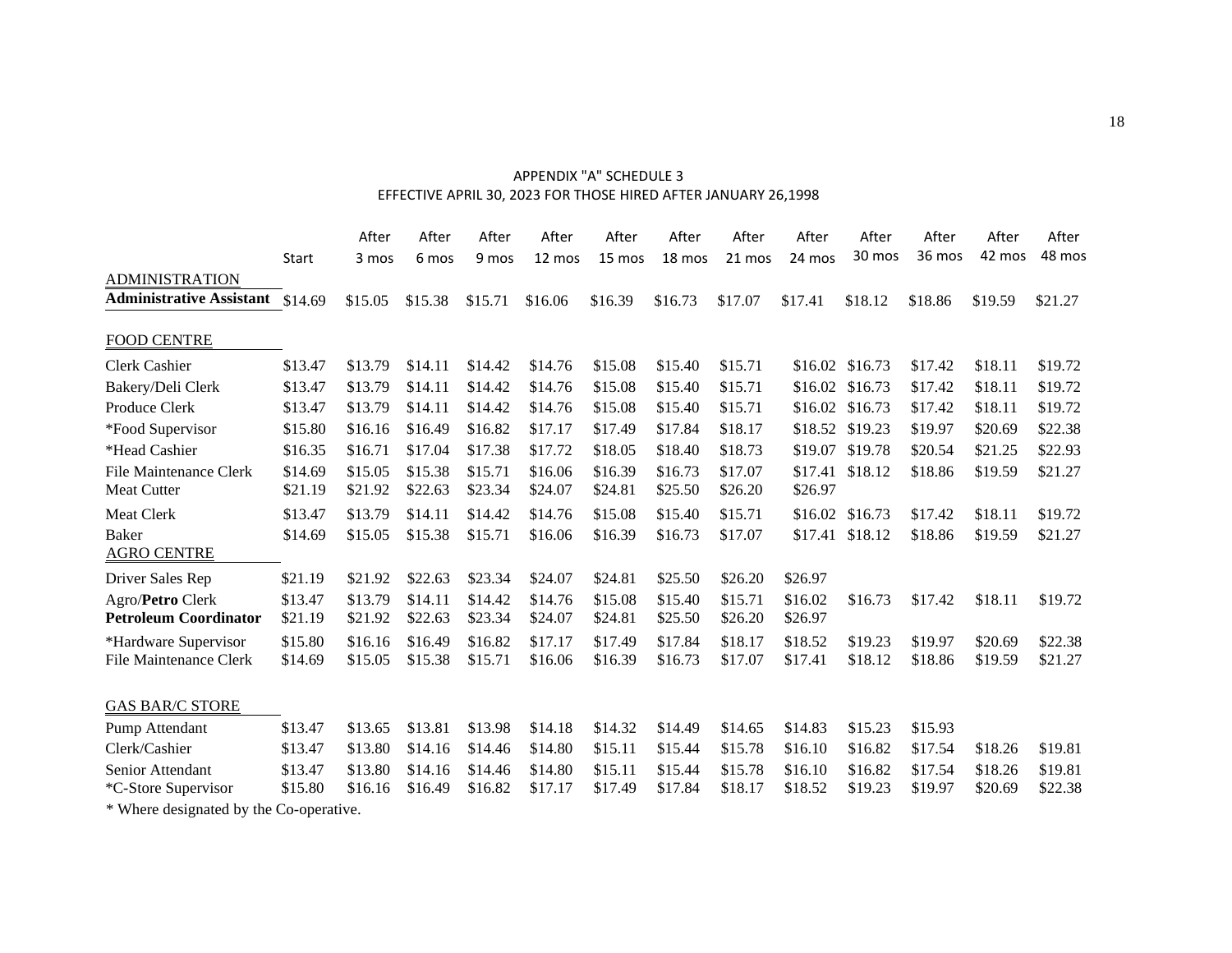## APPENDIX "A" SCHEDULE 3
### EFFECTIVE APRIL 30, 2023 FOR THOSE HIRED AFTER JANUARY 26,1998

| | Start | After 3 mos | After 6 mos | After 9 mos | After 12 mos | After 15 mos | After 18 mos | After 21 mos | After 24 mos | After 30 mos | After 36 mos | After 42 mos | After 48 mos |
|---|---|---|---|---|---|---|---|---|---|---|---|---|---|
| ADMINISTRATION | | | | | | | | | | | | | |
| **Administrative Assistant** | $14.69 | $15.05 | $15.38 | $15.71 | $16.06 | $16.39 | $16.73 | $17.07 | $17.41 | $18.12 | $18.86 | $19.59 | $21.27 |
| FOOD CENTRE | | | | | | | | | | | | | |
| Clerk Cashier | $13.47 | $13.79 | $14.11 | $14.42 | $14.76 | $15.08 | $15.40 | $15.71 | $16.02 | $16.73 | $17.42 | $18.11 | $19.72 |
| Bakery/Deli Clerk | $13.47 | $13.79 | $14.11 | $14.42 | $14.76 | $15.08 | $15.40 | $15.71 | $16.02 | $16.73 | $17.42 | $18.11 | $19.72 |
| Produce Clerk | $13.47 | $13.79 | $14.11 | $14.42 | $14.76 | $15.08 | $15.40 | $15.71 | $16.02 | $16.73 | $17.42 | $18.11 | $19.72 |
| *Food Supervisor | $15.80 | $16.16 | $16.49 | $16.82 | $17.17 | $17.49 | $17.84 | $18.17 | $18.52 | $19.23 | $19.97 | $20.69 | $22.38 |
| *Head Cashier | $16.35 | $16.71 | $17.04 | $17.38 | $17.72 | $18.05 | $18.40 | $18.73 | $19.07 | $19.78 | $20.54 | $21.25 | $22.93 |
| File Maintenance Clerk | $14.69 | $15.05 | $15.38 | $15.71 | $16.06 | $16.39 | $16.73 | $17.07 | $17.41 | $18.12 | $18.86 | $19.59 | $21.27 |
| Meat Cutter | $21.19 | $21.92 | $22.63 | $23.34 | $24.07 | $24.81 | $25.50 | $26.20 | $26.97 | | | | |
| Meat Clerk | $13.47 | $13.79 | $14.11 | $14.42 | $14.76 | $15.08 | $15.40 | $15.71 | $16.02 | $16.73 | $17.42 | $18.11 | $19.72 |
| Baker | $14.69 | $15.05 | $15.38 | $15.71 | $16.06 | $16.39 | $16.73 | $17.07 | $17.41 | $18.12 | $18.86 | $19.59 | $21.27 |
| AGRO CENTRE | | | | | | | | | | | | | |
| Driver Sales Rep | $21.19 | $21.92 | $22.63 | $23.34 | $24.07 | $24.81 | $25.50 | $26.20 | $26.97 | | | | |
| Agro/**Petro** Clerk | $13.47 | $13.79 | $14.11 | $14.42 | $14.76 | $15.08 | $15.40 | $15.71 | $16.02 | $16.73 | $17.42 | $18.11 | $19.72 |
| **Petroleum Coordinator** | $21.19 | $21.92 | $22.63 | $23.34 | $24.07 | $24.81 | $25.50 | $26.20 | $26.97 | | | | |
| *Hardware Supervisor | $15.80 | $16.16 | $16.49 | $16.82 | $17.17 | $17.49 | $17.84 | $18.17 | $18.52 | $19.23 | $19.97 | $20.69 | $22.38 |
| File Maintenance Clerk | $14.69 | $15.05 | $15.38 | $15.71 | $16.06 | $16.39 | $16.73 | $17.07 | $17.41 | $18.12 | $18.86 | $19.59 | $21.27 |
| GAS BAR/C STORE | | | | | | | | | | | | | |
| Pump Attendant | $13.47 | $13.65 | $13.81 | $13.98 | $14.18 | $14.32 | $14.49 | $14.65 | $14.83 | $15.23 | $15.93 | | |
| Clerk/Cashier | $13.47 | $13.80 | $14.16 | $14.46 | $14.80 | $15.11 | $15.44 | $15.78 | $16.10 | $16.82 | $17.54 | $18.26 | $19.81 |
| Senior Attendant | $13.47 | $13.80 | $14.16 | $14.46 | $14.80 | $15.11 | $15.44 | $15.78 | $16.10 | $16.82 | $17.54 | $18.26 | $19.81 |
| *C-Store Supervisor | $15.80 | $16.16 | $16.49 | $16.82 | $17.17 | $17.49 | $17.84 | $18.17 | $18.52 | $19.23 | $19.97 | $20.69 | $22.38 |

\* Where designated by the Co-operative.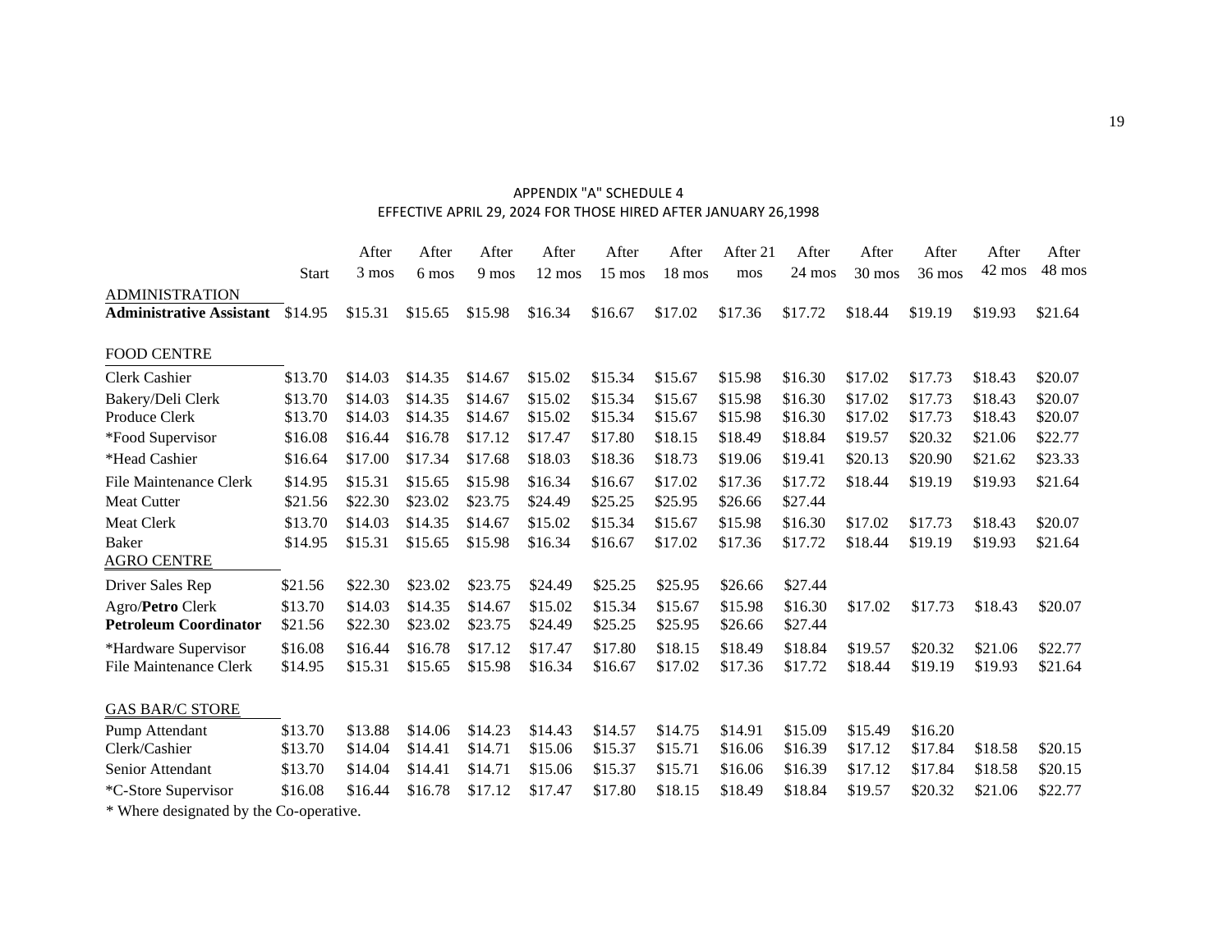APPENDIX "A" SCHEDULE 4
EFFECTIVE APRIL 29, 2024 FOR THOSE HIRED AFTER JANUARY 26,1998

| | Start | After 3 mos | After 6 mos | After 9 mos | After 12 mos | After 15 mos | After 18 mos | After 21 mos | After 24 mos | After 30 mos | After 36 mos | After 42 mos | After 48 mos |
|---|---|---|---|---|---|---|---|---|---|---|---|---|---|
| ADMINISTRATION | | | | | | | | | | | | | |
| **Administrative Assistant** | $14.95 | $15.31 | $15.65 | $15.98 | $16.34 | $16.67 | $17.02 | $17.36 | $17.72 | $18.44 | $19.19 | $19.93 | $21.64 |
| FOOD CENTRE | | | | | | | | | | | | | |
| Clerk Cashier | $13.70 | $14.03 | $14.35 | $14.67 | $15.02 | $15.34 | $15.67 | $15.98 | $16.30 | $17.02 | $17.73 | $18.43 | $20.07 |
| Bakery/Deli Clerk | $13.70 | $14.03 | $14.35 | $14.67 | $15.02 | $15.34 | $15.67 | $15.98 | $16.30 | $17.02 | $17.73 | $18.43 | $20.07 |
| Produce Clerk | $13.70 | $14.03 | $14.35 | $14.67 | $15.02 | $15.34 | $15.67 | $15.98 | $16.30 | $17.02 | $17.73 | $18.43 | $20.07 |
| *Food Supervisor | $16.08 | $16.44 | $16.78 | $17.12 | $17.47 | $17.80 | $18.15 | $18.49 | $18.84 | $19.57 | $20.32 | $21.06 | $22.77 |
| *Head Cashier | $16.64 | $17.00 | $17.34 | $17.68 | $18.03 | $18.36 | $18.73 | $19.06 | $19.41 | $20.13 | $20.90 | $21.62 | $23.33 |
| File Maintenance Clerk | $14.95 | $15.31 | $15.65 | $15.98 | $16.34 | $16.67 | $17.02 | $17.36 | $17.72 | $18.44 | $19.19 | $19.93 | $21.64 |
| Meat Cutter | $21.56 | $22.30 | $23.02 | $23.75 | $24.49 | $25.25 | $25.95 | $26.66 | $27.44 | | | | |
| Meat Clerk | $13.70 | $14.03 | $14.35 | $14.67 | $15.02 | $15.34 | $15.67 | $15.98 | $16.30 | $17.02 | $17.73 | $18.43 | $20.07 |
| Baker | $14.95 | $15.31 | $15.65 | $15.98 | $16.34 | $16.67 | $17.02 | $17.36 | $17.72 | $18.44 | $19.19 | $19.93 | $21.64 |
| AGRO CENTRE | | | | | | | | | | | | | |
| Driver Sales Rep | $21.56 | $22.30 | $23.02 | $23.75 | $24.49 | $25.25 | $25.95 | $26.66 | $27.44 | | | | |
| Agro/**Petro** Clerk | $13.70 | $14.03 | $14.35 | $14.67 | $15.02 | $15.34 | $15.67 | $15.98 | $16.30 | $17.02 | $17.73 | $18.43 | $20.07 |
| **Petroleum Coordinator** | $21.56 | $22.30 | $23.02 | $23.75 | $24.49 | $25.25 | $25.95 | $26.66 | $27.44 | | | | |
| *Hardware Supervisor | $16.08 | $16.44 | $16.78 | $17.12 | $17.47 | $17.80 | $18.15 | $18.49 | $18.84 | $19.57 | $20.32 | $21.06 | $22.77 |
| File Maintenance Clerk | $14.95 | $15.31 | $15.65 | $15.98 | $16.34 | $16.67 | $17.02 | $17.36 | $17.72 | $18.44 | $19.19 | $19.93 | $21.64 |
| GAS BAR/C STORE | | | | | | | | | | | | | |
| Pump Attendant | $13.70 | $13.88 | $14.06 | $14.23 | $14.43 | $14.57 | $14.75 | $14.91 | $15.09 | $15.49 | $16.20 | | |
| Clerk/Cashier | $13.70 | $14.04 | $14.41 | $14.71 | $15.06 | $15.37 | $15.71 | $16.06 | $16.39 | $17.12 | $17.84 | $18.58 | $20.15 |
| Senior Attendant | $13.70 | $14.04 | $14.41 | $14.71 | $15.06 | $15.37 | $15.71 | $16.06 | $16.39 | $17.12 | $17.84 | $18.58 | $20.15 |
| *C-Store Supervisor | $16.08 | $16.44 | $16.78 | $17.12 | $17.47 | $17.80 | $18.15 | $18.49 | $18.84 | $19.57 | $20.32 | $21.06 | $22.77 |

* Where designated by the Co-operative.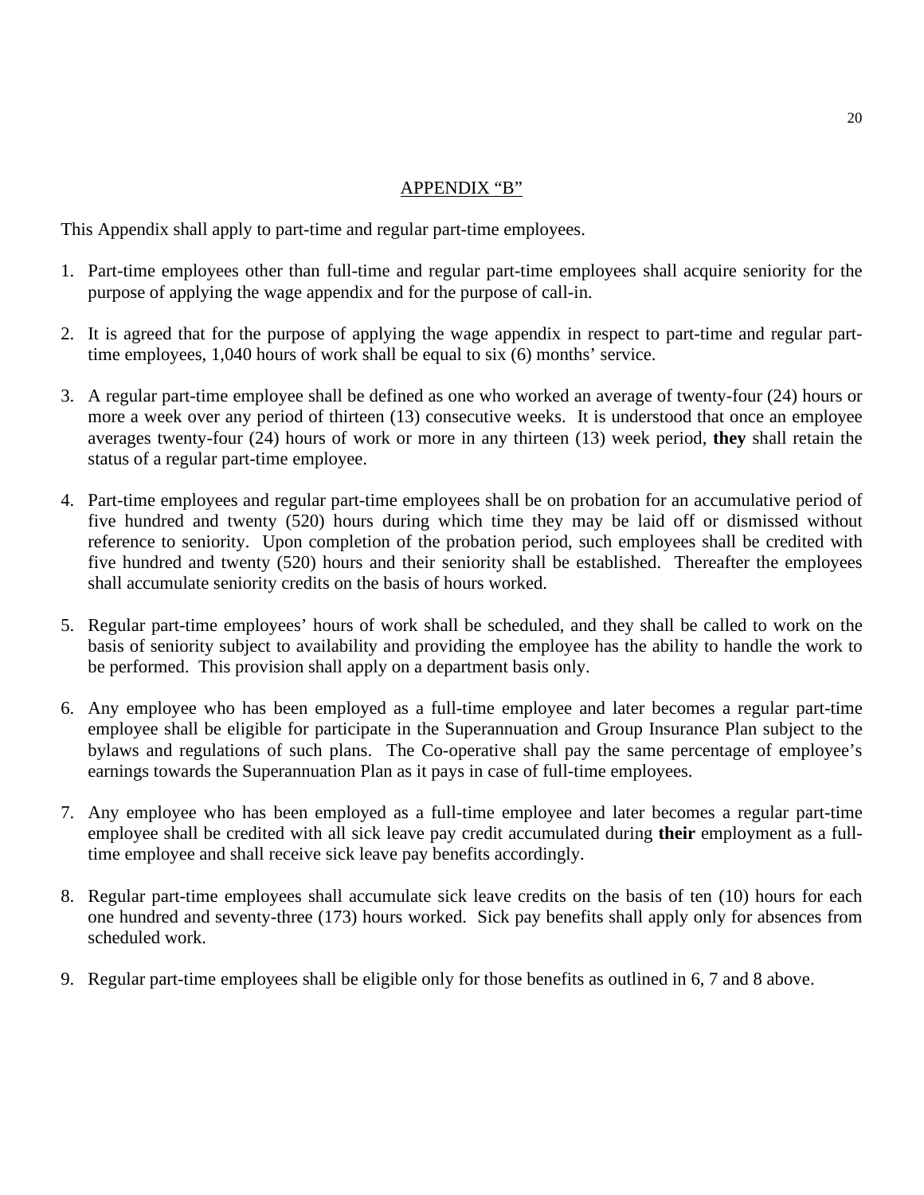## APPENDIX “B”

This Appendix shall apply to part-time and regular part-time employees.

1. Part-time employees other than full-time and regular part-time employees shall acquire seniority for the purpose of applying the wage appendix and for the purpose of call-in.

2. It is agreed that for the purpose of applying the wage appendix in respect to part-time and regular part-time employees, 1,040 hours of work shall be equal to six (6) months’ service.

3. A regular part-time employee shall be defined as one who worked an average of twenty-four (24) hours or more a week over any period of thirteen (13) consecutive weeks. It is understood that once an employee averages twenty-four (24) hours of work or more in any thirteen (13) week period, **they** shall retain the status of a regular part-time employee.

4. Part-time employees and regular part-time employees shall be on probation for an accumulative period of five hundred and twenty (520) hours during which time they may be laid off or dismissed without reference to seniority. Upon completion of the probation period, such employees shall be credited with five hundred and twenty (520) hours and their seniority shall be established. Thereafter the employees shall accumulate seniority credits on the basis of hours worked.

5. Regular part-time employees’ hours of work shall be scheduled, and they shall be called to work on the basis of seniority subject to availability and providing the employee has the ability to handle the work to be performed. This provision shall apply on a department basis only.

6. Any employee who has been employed as a full-time employee and later becomes a regular part-time employee shall be eligible for participate in the Superannuation and Group Insurance Plan subject to the bylaws and regulations of such plans. The Co-operative shall pay the same percentage of employee’s earnings towards the Superannuation Plan as it pays in case of full-time employees.

7. Any employee who has been employed as a full-time employee and later becomes a regular part-time employee shall be credited with all sick leave pay credit accumulated during **their** employment as a full-time employee and shall receive sick leave pay benefits accordingly.

8. Regular part-time employees shall accumulate sick leave credits on the basis of ten (10) hours for each one hundred and seventy-three (173) hours worked. Sick pay benefits shall apply only for absences from scheduled work.

9. Regular part-time employees shall be eligible only for those benefits as outlined in 6, 7 and 8 above.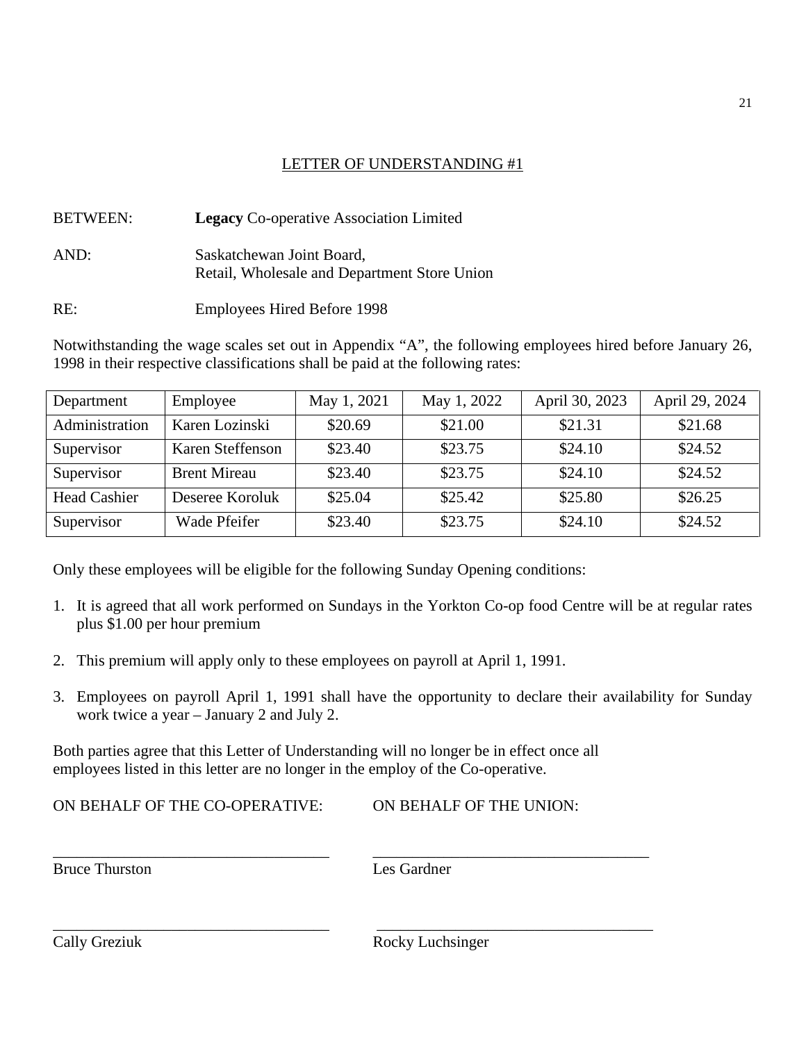## LETTER OF UNDERSTANDING #1

BETWEEN: **Legacy** Co-operative Association Limited

AND: Saskatchewan Joint Board,
Retail, Wholesale and Department Store Union

RE: Employees Hired Before 1998

Notwithstanding the wage scales set out in Appendix "A", the following employees hired before January 26, 1998 in their respective classifications shall be paid at the following rates:

| Department | Employee | May 1, 2021 | May 1, 2022 | April 30, 2023 | April 29, 2024 |
|---|---|---|---|---|---|
| Administration | Karen Lozinski | $20.69 | $21.00 | $21.31 | $21.68 |
| Supervisor | Karen Steffenson | $23.40 | $23.75 | $24.10 | $24.52 |
| Supervisor | Brent Mireau | $23.40 | $23.75 | $24.10 | $24.52 |
| Head Cashier | Deseree Koroluk | $25.04 | $25.42 | $25.80 | $26.25 |
| Supervisor | Wade Pfeifer | $23.40 | $23.75 | $24.10 | $24.52 |

Only these employees will be eligible for the following Sunday Opening conditions:

1. It is agreed that all work performed on Sundays in the Yorkton Co-op food Centre will be at regular rates plus $1.00 per hour premium

2. This premium will apply only to these employees on payroll at April 1, 1991.

3. Employees on payroll April 1, 1991 shall have the opportunity to declare their availability for Sunday work twice a year – January 2 and July 2.

Both parties agree that this Letter of Understanding will no longer be in effect once all employees listed in this letter are no longer in the employ of the Co-operative.

ON BEHALF OF THE CO-OPERATIVE: ON BEHALF OF THE UNION:

\_\_\_\_\_\_\_\_\_\_\_\_\_\_\_\_\_\_\_\_\_\_\_\_\_\_\_\_\_\_\_\_\_\_\_ \_\_\_\_\_\_\_\_\_\_\_\_\_\_\_\_\_\_\_\_\_\_\_\_\_\_\_\_\_\_\_\_\_\_\_

Bruce Thurston Les Gardner

\_\_\_\_\_\_\_\_\_\_\_\_\_\_\_\_\_\_\_\_\_\_\_\_\_\_\_\_\_\_\_\_\_\_\_ \_\_\_\_\_\_\_\_\_\_\_\_\_\_\_\_\_\_\_\_\_\_\_\_\_\_\_\_\_\_\_\_\_\_\_

Cally Greziuk Rocky Luchsinger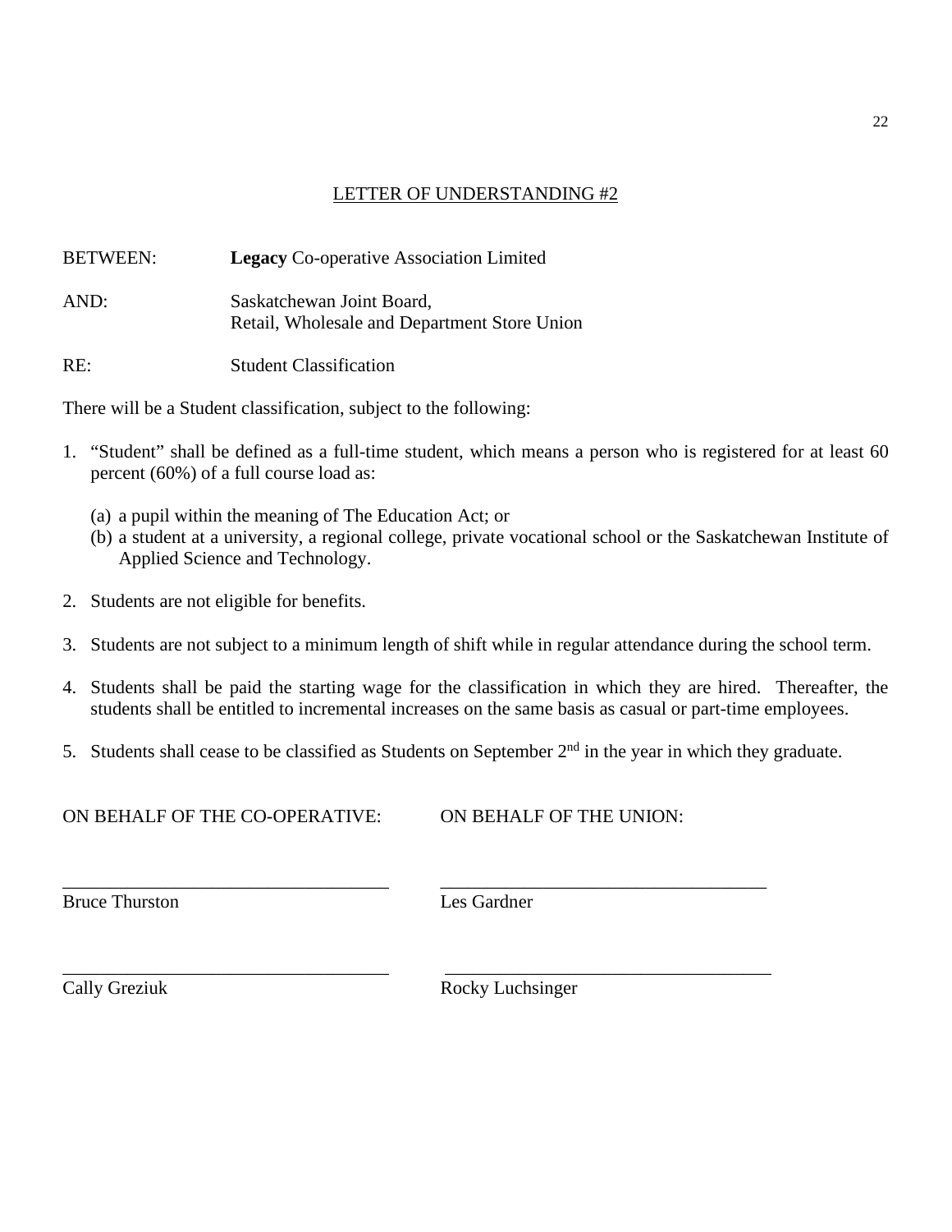## LETTER OF UNDERSTANDING #2

BETWEEN: **Legacy** Co-operative Association Limited

AND: Saskatchewan Joint Board,
Retail, Wholesale and Department Store Union

RE: Student Classification

There will be a Student classification, subject to the following:

1. "Student" shall be defined as a full-time student, which means a person who is registered for at least 60 percent (60%) of a full course load as:

   (a) a pupil within the meaning of The Education Act; or
   (b) a student at a university, a regional college, private vocational school or the Saskatchewan Institute of Applied Science and Technology.

2. Students are not eligible for benefits.

3. Students are not subject to a minimum length of shift while in regular attendance during the school term.

4. Students shall be paid the starting wage for the classification in which they are hired. Thereafter, the students shall be entitled to incremental increases on the same basis as casual or part-time employees.

5. Students shall cease to be classified as Students on September 2nd in the year in which they graduate.

| ON BEHALF OF THE CO-OPERATIVE: | ON BEHALF OF THE UNION: |
|---|---|
| ___________________________________ | ___________________________________ |
| Bruce Thurston | Les Gardner |
| ___________________________________ | ___________________________________ |
| Cally Greziuk | Rocky Luchsinger |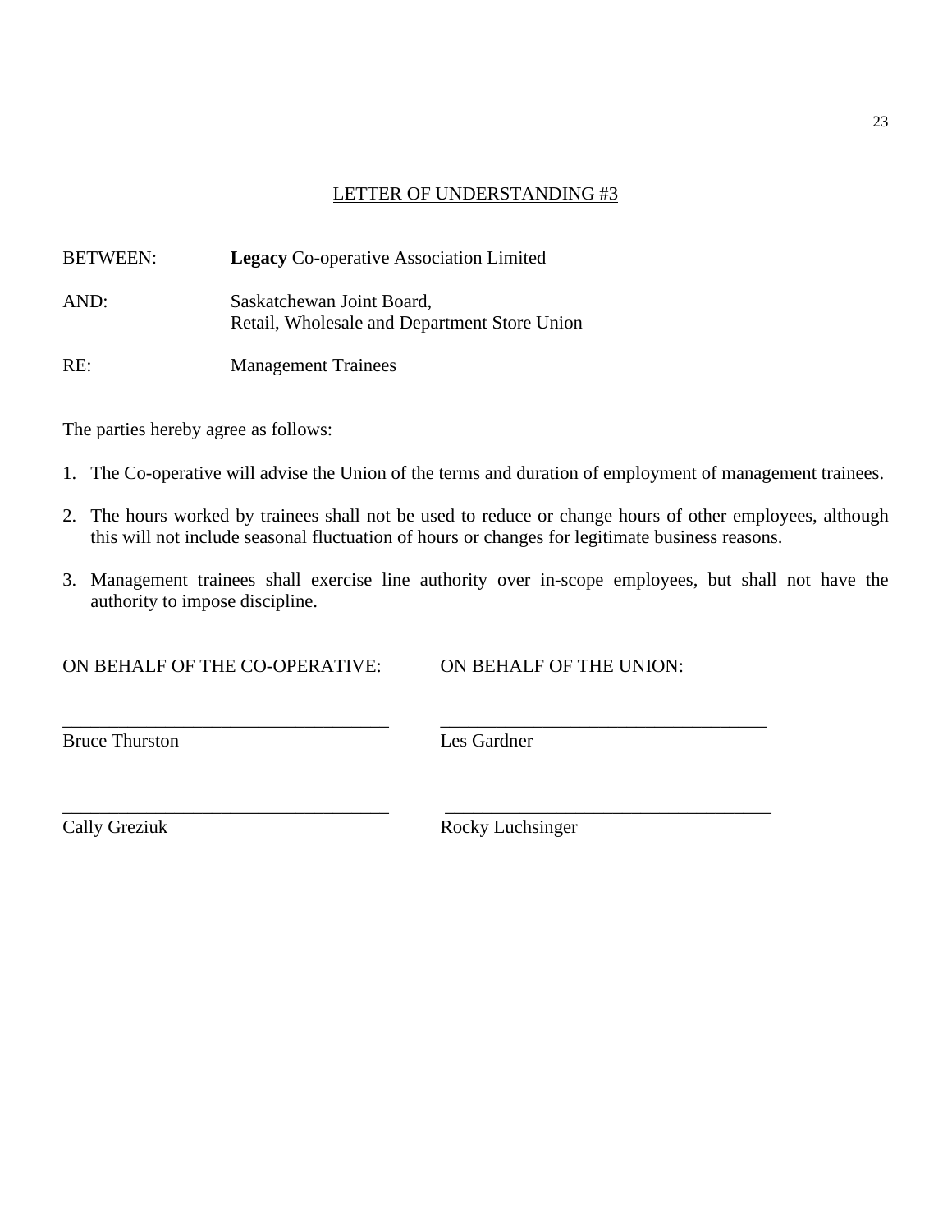LETTER OF UNDERSTANDING #3

| | |
|---|---|
| BETWEEN: | **Legacy** Co-operative Association Limited |
| AND: | Saskatchewan Joint Board,<br>Retail, Wholesale and Department Store Union |
| RE: | Management Trainees |

The parties hereby agree as follows:

1. The Co-operative will advise the Union of the terms and duration of employment of management trainees.
2. The hours worked by trainees shall not be used to reduce or change hours of other employees, although this will not include seasonal fluctuation of hours or changes for legitimate business reasons.
3. Management trainees shall exercise line authority over in-scope employees, but shall not have the authority to impose discipline.

| ON BEHALF OF THE CO-OPERATIVE: | ON BEHALF OF THE UNION: |
|---|---|
| ___________________________________ | ___________________________________ |
| Bruce Thurston | Les Gardner |
| ___________________________________ | ___________________________________ |
| Cally Greziuk | Rocky Luchsinger |